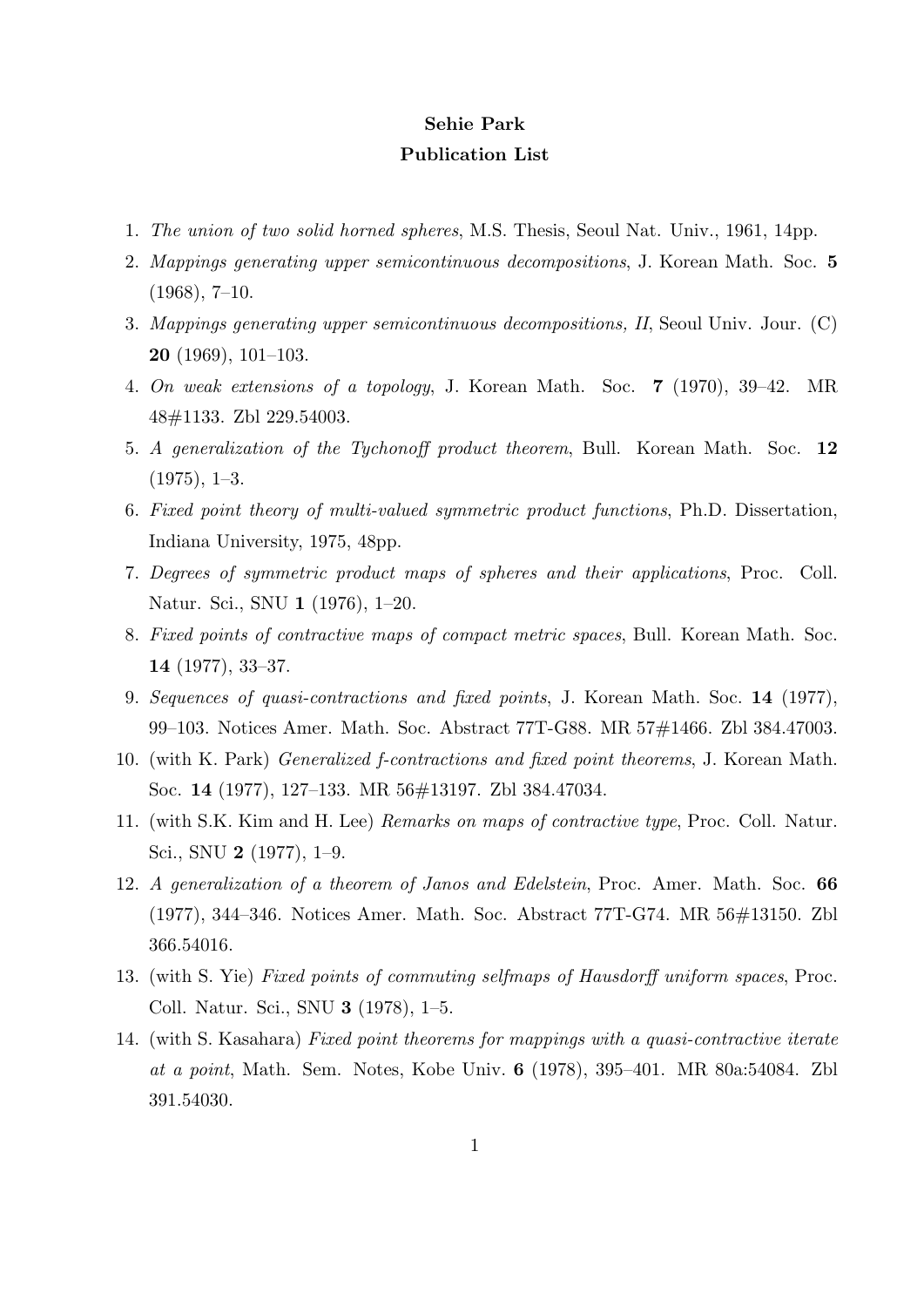**Sehie Park**

**Publication List**

1. *The union of two solid horned spheres*, M.S. Thesis, Seoul Nat. Univ., 1961, 14pp.
2. *Mappings generating upper semicontinuous decompositions*, J. Korean Math. Soc. **5** (1968), 7–10.
3. *Mappings generating upper semicontinuous decompositions, II*, Seoul Univ. Jour. (C) **20** (1969), 101–103.
4. *On weak extensions of a topology*, J. Korean Math. Soc. **7** (1970), 39–42. MR 48#1133. Zbl 229.54003.
5. *A generalization of the Tychonoff product theorem*, Bull. Korean Math. Soc. **12** (1975), 1–3.
6. *Fixed point theory of multi-valued symmetric product functions*, Ph.D. Dissertation, Indiana University, 1975, 48pp.
7. *Degrees of symmetric product maps of spheres and their applications*, Proc. Coll. Natur. Sci., SNU **1** (1976), 1–20.
8. *Fixed points of contractive maps of compact metric spaces*, Bull. Korean Math. Soc. **14** (1977), 33–37.
9. *Sequences of quasi-contractions and fixed points*, J. Korean Math. Soc. **14** (1977), 99–103. Notices Amer. Math. Soc. Abstract 77T-G88. MR 57#1466. Zbl 384.47003.
10. (with K. Park) *Generalized f-contractions and fixed point theorems*, J. Korean Math. Soc. **14** (1977), 127–133. MR 56#13197. Zbl 384.47034.
11. (with S.K. Kim and H. Lee) *Remarks on maps of contractive type*, Proc. Coll. Natur. Sci., SNU **2** (1977), 1–9.
12. *A generalization of a theorem of Janos and Edelstein*, Proc. Amer. Math. Soc. **66** (1977), 344–346. Notices Amer. Math. Soc. Abstract 77T-G74. MR 56#13150. Zbl 366.54016.
13. (with S. Yie) *Fixed points of commuting selfmaps of Hausdorff uniform spaces*, Proc. Coll. Natur. Sci., SNU **3** (1978), 1–5.
14. (with S. Kasahara) *Fixed point theorems for mappings with a quasi-contractive iterate at a point*, Math. Sem. Notes, Kobe Univ. **6** (1978), 395–401. MR 80a:54084. Zbl 391.54030.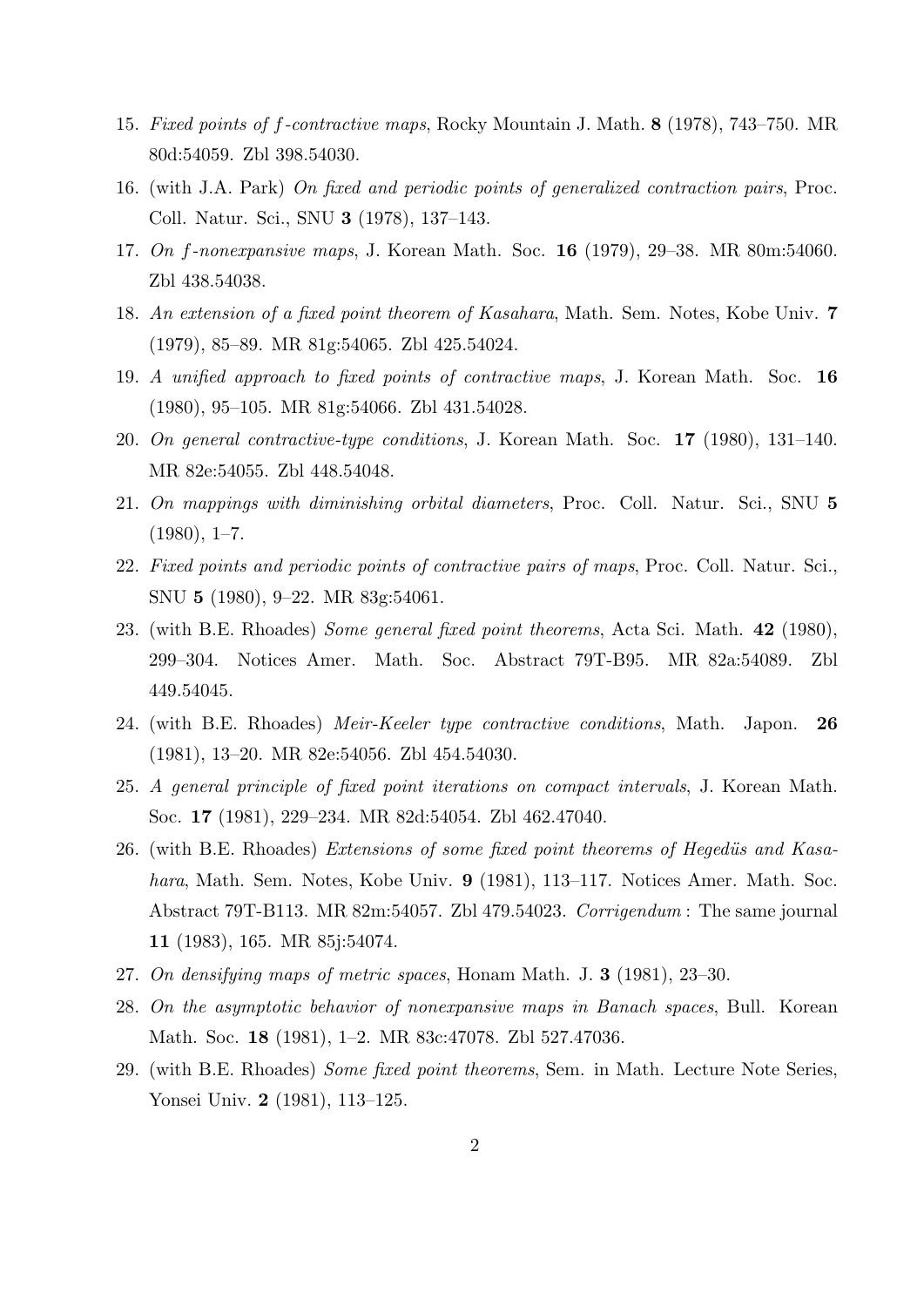15. *Fixed points of $f$-contractive maps*, Rocky Mountain J. Math. **8** (1978), 743–750. MR 80d:54059. Zbl 398.54030.
16. (with J.A. Park) *On fixed and periodic points of generalized contraction pairs*, Proc. Coll. Natur. Sci., SNU **3** (1978), 137–143.
17. *On $f$-nonexpansive maps*, J. Korean Math. Soc. **16** (1979), 29–38. MR 80m:54060. Zbl 438.54038.
18. *An extension of a fixed point theorem of Kasahara*, Math. Sem. Notes, Kobe Univ. **7** (1979), 85–89. MR 81g:54065. Zbl 425.54024.
19. *A unified approach to fixed points of contractive maps*, J. Korean Math. Soc. **16** (1980), 95–105. MR 81g:54066. Zbl 431.54028.
20. *On general contractive-type conditions*, J. Korean Math. Soc. **17** (1980), 131–140. MR 82e:54055. Zbl 448.54048.
21. *On mappings with diminishing orbital diameters*, Proc. Coll. Natur. Sci., SNU **5** (1980), 1–7.
22. *Fixed points and periodic points of contractive pairs of maps*, Proc. Coll. Natur. Sci., SNU **5** (1980), 9–22. MR 83g:54061.
23. (with B.E. Rhoades) *Some general fixed point theorems*, Acta Sci. Math. **42** (1980), 299–304. Notices Amer. Math. Soc. Abstract 79T-B95. MR 82a:54089. Zbl 449.54045.
24. (with B.E. Rhoades) *Meir-Keeler type contractive conditions*, Math. Japon. **26** (1981), 13–20. MR 82e:54056. Zbl 454.54030.
25. *A general principle of fixed point iterations on compact intervals*, J. Korean Math. Soc. **17** (1981), 229–234. MR 82d:54054. Zbl 462.47040.
26. (with B.E. Rhoades) *Extensions of some fixed point theorems of Hegedüs and Kasahara*, Math. Sem. Notes, Kobe Univ. **9** (1981), 113–117. Notices Amer. Math. Soc. Abstract 79T-B113. MR 82m:54057. Zbl 479.54023. *Corrigendum* : The same journal **11** (1983), 165. MR 85j:54074.
27. *On densifying maps of metric spaces*, Honam Math. J. **3** (1981), 23–30.
28. *On the asymptotic behavior of nonexpansive maps in Banach spaces*, Bull. Korean Math. Soc. **18** (1981), 1–2. MR 83c:47078. Zbl 527.47036.
29. (with B.E. Rhoades) *Some fixed point theorems*, Sem. in Math. Lecture Note Series, Yonsei Univ. **2** (1981), 113–125.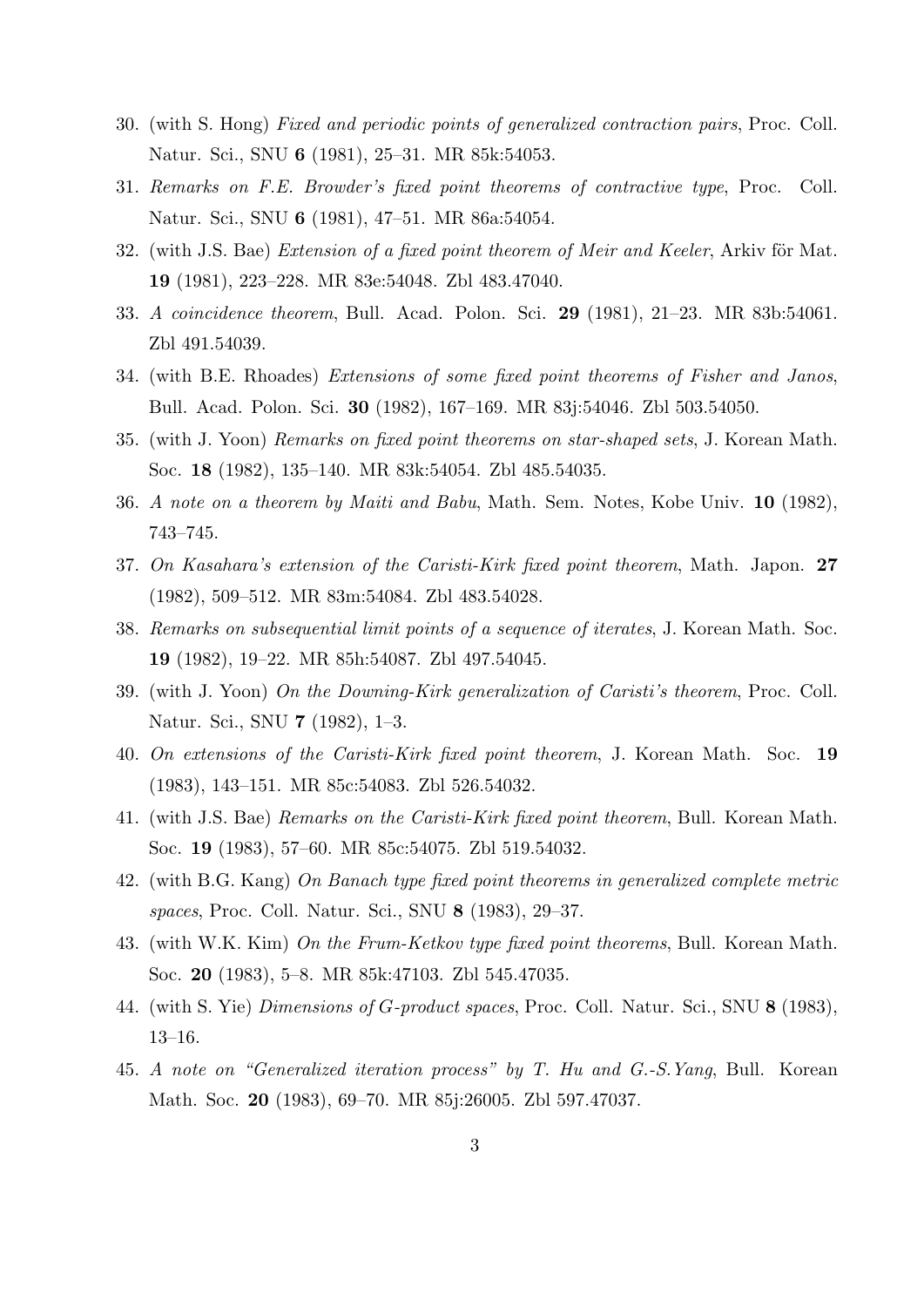30. (with S. Hong) *Fixed and periodic points of generalized contraction pairs*, Proc. Coll. Natur. Sci., SNU **6** (1981), 25–31. MR 85k:54053.
31. *Remarks on F.E. Browder's fixed point theorems of contractive type*, Proc. Coll. Natur. Sci., SNU **6** (1981), 47–51. MR 86a:54054.
32. (with J.S. Bae) *Extension of a fixed point theorem of Meir and Keeler*, Arkiv för Mat. **19** (1981), 223–228. MR 83e:54048. Zbl 483.47040.
33. *A coincidence theorem*, Bull. Acad. Polon. Sci. **29** (1981), 21–23. MR 83b:54061. Zbl 491.54039.
34. (with B.E. Rhoades) *Extensions of some fixed point theorems of Fisher and Janos*, Bull. Acad. Polon. Sci. **30** (1982), 167–169. MR 83j:54046. Zbl 503.54050.
35. (with J. Yoon) *Remarks on fixed point theorems on star-shaped sets*, J. Korean Math. Soc. **18** (1982), 135–140. MR 83k:54054. Zbl 485.54035.
36. *A note on a theorem by Maiti and Babu*, Math. Sem. Notes, Kobe Univ. **10** (1982), 743–745.
37. *On Kasahara's extension of the Caristi-Kirk fixed point theorem*, Math. Japon. **27** (1982), 509–512. MR 83m:54084. Zbl 483.54028.
38. *Remarks on subsequential limit points of a sequence of iterates*, J. Korean Math. Soc. **19** (1982), 19–22. MR 85h:54087. Zbl 497.54045.
39. (with J. Yoon) *On the Downing-Kirk generalization of Caristi's theorem*, Proc. Coll. Natur. Sci., SNU **7** (1982), 1–3.
40. *On extensions of the Caristi-Kirk fixed point theorem*, J. Korean Math. Soc. **19** (1983), 143–151. MR 85c:54083. Zbl 526.54032.
41. (with J.S. Bae) *Remarks on the Caristi-Kirk fixed point theorem*, Bull. Korean Math. Soc. **19** (1983), 57–60. MR 85c:54075. Zbl 519.54032.
42. (with B.G. Kang) *On Banach type fixed point theorems in generalized complete metric spaces*, Proc. Coll. Natur. Sci., SNU **8** (1983), 29–37.
43. (with W.K. Kim) *On the Frum-Ketkov type fixed point theorems*, Bull. Korean Math. Soc. **20** (1983), 5–8. MR 85k:47103. Zbl 545.47035.
44. (with S. Yie) *Dimensions of G-product spaces*, Proc. Coll. Natur. Sci., SNU **8** (1983), 13–16.
45. *A note on "Generalized iteration process" by T. Hu and G.-S. Yang*, Bull. Korean Math. Soc. **20** (1983), 69–70. MR 85j:26005. Zbl 597.47037.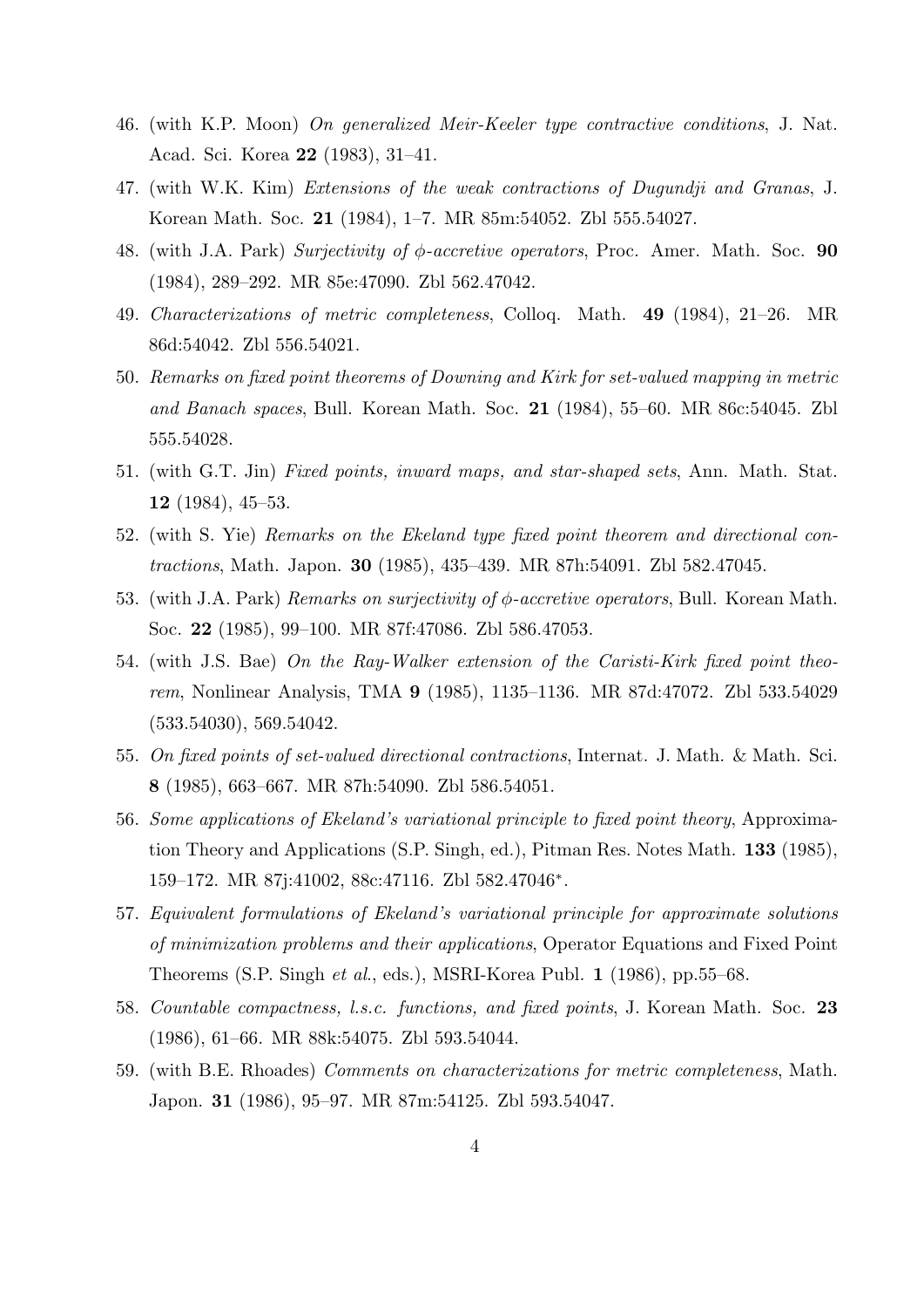46. (with K.P. Moon) *On generalized Meir-Keeler type contractive conditions*, J. Nat. Acad. Sci. Korea **22** (1983), 31–41.
47. (with W.K. Kim) *Extensions of the weak contractions of Dugundji and Granas*, J. Korean Math. Soc. **21** (1984), 1–7. MR 85m:54052. Zbl 555.54027.
48. (with J.A. Park) *Surjectivity of $\phi$-accretive operators*, Proc. Amer. Math. Soc. **90** (1984), 289–292. MR 85e:47090. Zbl 562.47042.
49. *Characterizations of metric completeness*, Colloq. Math. **49** (1984), 21–26. MR 86d:54042. Zbl 556.54021.
50. *Remarks on fixed point theorems of Downing and Kirk for set-valued mapping in metric and Banach spaces*, Bull. Korean Math. Soc. **21** (1984), 55–60. MR 86c:54045. Zbl 555.54028.
51. (with G.T. Jin) *Fixed points, inward maps, and star-shaped sets*, Ann. Math. Stat. **12** (1984), 45–53.
52. (with S. Yie) *Remarks on the Ekeland type fixed point theorem and directional contractions*, Math. Japon. **30** (1985), 435–439. MR 87h:54091. Zbl 582.47045.
53. (with J.A. Park) *Remarks on surjectivity of $\phi$-accretive operators*, Bull. Korean Math. Soc. **22** (1985), 99–100. MR 87f:47086. Zbl 586.47053.
54. (with J.S. Bae) *On the Ray-Walker extension of the Caristi-Kirk fixed point theorem*, Nonlinear Analysis, TMA **9** (1985), 1135–1136. MR 87d:47072. Zbl 533.54029 (533.54030), 569.54042.
55. *On fixed points of set-valued directional contractions*, Internat. J. Math. & Math. Sci. **8** (1985), 663–667. MR 87h:54090. Zbl 586.54051.
56. *Some applications of Ekeland's variational principle to fixed point theory*, Approximation Theory and Applications (S.P. Singh, ed.), Pitman Res. Notes Math. **133** (1985), 159–172. MR 87j:41002, 88c:47116. Zbl 582.47046*.
57. *Equivalent formulations of Ekeland's variational principle for approximate solutions of minimization problems and their applications*, Operator Equations and Fixed Point Theorems (S.P. Singh *et al.*, eds.), MSRI-Korea Publ. **1** (1986), pp.55–68.
58. *Countable compactness, l.s.c. functions, and fixed points*, J. Korean Math. Soc. **23** (1986), 61–66. MR 88k:54075. Zbl 593.54044.
59. (with B.E. Rhoades) *Comments on characterizations for metric completeness*, Math. Japon. **31** (1986), 95–97. MR 87m:54125. Zbl 593.54047.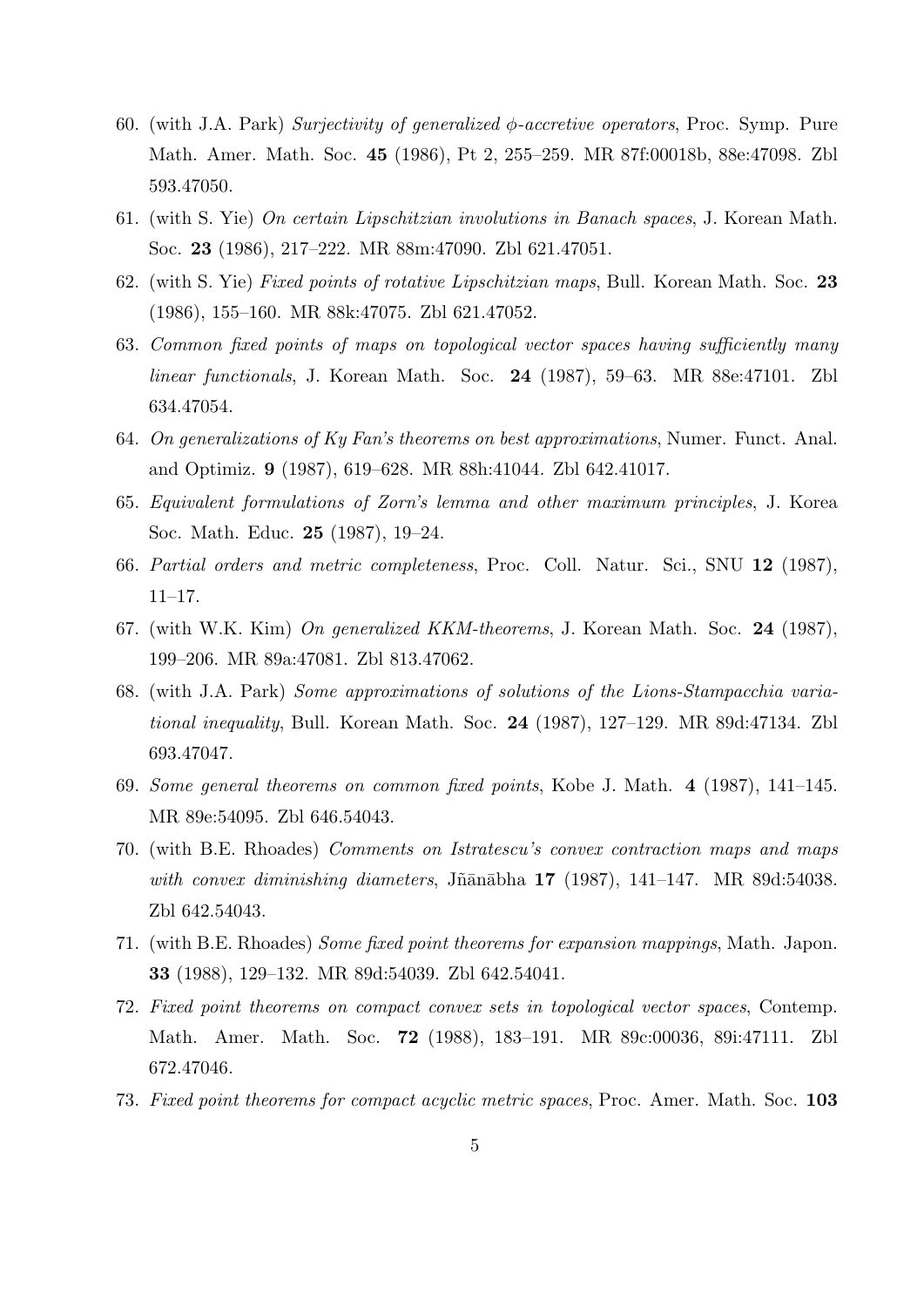60. (with J.A. Park) *Surjectivity of generalized $\phi$-accretive operators*, Proc. Symp. Pure Math. Amer. Math. Soc. **45** (1986), Pt 2, 255–259. MR 87f:00018b, 88e:47098. Zbl 593.47050.
61. (with S. Yie) *On certain Lipschitzian involutions in Banach spaces*, J. Korean Math. Soc. **23** (1986), 217–222. MR 88m:47090. Zbl 621.47051.
62. (with S. Yie) *Fixed points of rotative Lipschitzian maps*, Bull. Korean Math. Soc. **23** (1986), 155–160. MR 88k:47075. Zbl 621.47052.
63. *Common fixed points of maps on topological vector spaces having sufficiently many linear functionals*, J. Korean Math. Soc. **24** (1987), 59–63. MR 88e:47101. Zbl 634.47054.
64. *On generalizations of Ky Fan's theorems on best approximations*, Numer. Funct. Anal. and Optimiz. **9** (1987), 619–628. MR 88h:41044. Zbl 642.41017.
65. *Equivalent formulations of Zorn's lemma and other maximum principles*, J. Korea Soc. Math. Educ. **25** (1987), 19–24.
66. *Partial orders and metric completeness*, Proc. Coll. Natur. Sci., SNU **12** (1987), 11–17.
67. (with W.K. Kim) *On generalized KKM-theorems*, J. Korean Math. Soc. **24** (1987), 199–206. MR 89a:47081. Zbl 813.47062.
68. (with J.A. Park) *Some approximations of solutions of the Lions-Stampacchia variational inequality*, Bull. Korean Math. Soc. **24** (1987), 127–129. MR 89d:47134. Zbl 693.47047.
69. *Some general theorems on common fixed points*, Kobe J. Math. **4** (1987), 141–145. MR 89e:54095. Zbl 646.54043.
70. (with B.E. Rhoades) *Comments on Istratescu's convex contraction maps and maps with convex diminishing diameters*, Jñānābha **17** (1987), 141–147. MR 89d:54038. Zbl 642.54043.
71. (with B.E. Rhoades) *Some fixed point theorems for expansion mappings*, Math. Japon. **33** (1988), 129–132. MR 89d:54039. Zbl 642.54041.
72. *Fixed point theorems on compact convex sets in topological vector spaces*, Contemp. Math. Amer. Math. Soc. **72** (1988), 183–191. MR 89c:00036, 89i:47111. Zbl 672.47046.
73. *Fixed point theorems for compact acyclic metric spaces*, Proc. Amer. Math. Soc. **103**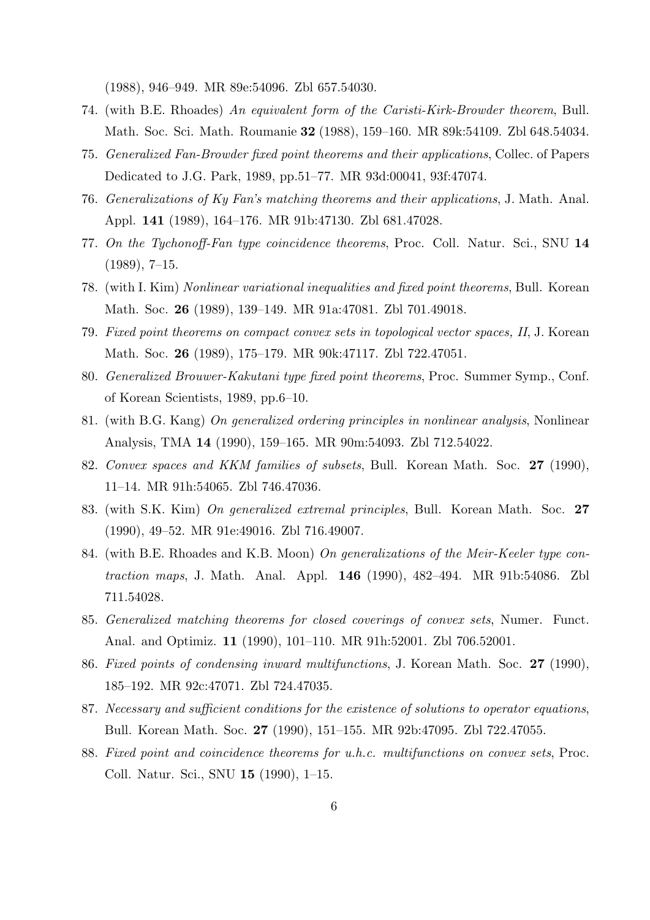(1988), 946–949. MR 89e:54096. Zbl 657.54030.

74. (with B.E. Rhoades) *An equivalent form of the Caristi-Kirk-Browder theorem*, Bull. Math. Soc. Sci. Math. Roumanie **32** (1988), 159–160. MR 89k:54109. Zbl 648.54034.
75. *Generalized Fan-Browder fixed point theorems and their applications*, Collec. of Papers Dedicated to J.G. Park, 1989, pp.51–77. MR 93d:00041, 93f:47074.
76. *Generalizations of Ky Fan's matching theorems and their applications*, J. Math. Anal. Appl. **141** (1989), 164–176. MR 91b:47130. Zbl 681.47028.
77. *On the Tychonoff-Fan type coincidence theorems*, Proc. Coll. Natur. Sci., SNU **14** (1989), 7–15.
78. (with I. Kim) *Nonlinear variational inequalities and fixed point theorems*, Bull. Korean Math. Soc. **26** (1989), 139–149. MR 91a:47081. Zbl 701.49018.
79. *Fixed point theorems on compact convex sets in topological vector spaces, II*, J. Korean Math. Soc. **26** (1989), 175–179. MR 90k:47117. Zbl 722.47051.
80. *Generalized Brouwer-Kakutani type fixed point theorems*, Proc. Summer Symp., Conf. of Korean Scientists, 1989, pp.6–10.
81. (with B.G. Kang) *On generalized ordering principles in nonlinear analysis*, Nonlinear Analysis, TMA **14** (1990), 159–165. MR 90m:54093. Zbl 712.54022.
82. *Convex spaces and KKM families of subsets*, Bull. Korean Math. Soc. **27** (1990), 11–14. MR 91h:54065. Zbl 746.47036.
83. (with S.K. Kim) *On generalized extremal principles*, Bull. Korean Math. Soc. **27** (1990), 49–52. MR 91e:49016. Zbl 716.49007.
84. (with B.E. Rhoades and K.B. Moon) *On generalizations of the Meir-Keeler type contraction maps*, J. Math. Anal. Appl. **146** (1990), 482–494. MR 91b:54086. Zbl 711.54028.
85. *Generalized matching theorems for closed coverings of convex sets*, Numer. Funct. Anal. and Optimiz. **11** (1990), 101–110. MR 91h:52001. Zbl 706.52001.
86. *Fixed points of condensing inward multifunctions*, J. Korean Math. Soc. **27** (1990), 185–192. MR 92c:47071. Zbl 724.47035.
87. *Necessary and sufficient conditions for the existence of solutions to operator equations*, Bull. Korean Math. Soc. **27** (1990), 151–155. MR 92b:47095. Zbl 722.47055.
88. *Fixed point and coincidence theorems for u.h.c. multifunctions on convex sets*, Proc. Coll. Natur. Sci., SNU **15** (1990), 1–15.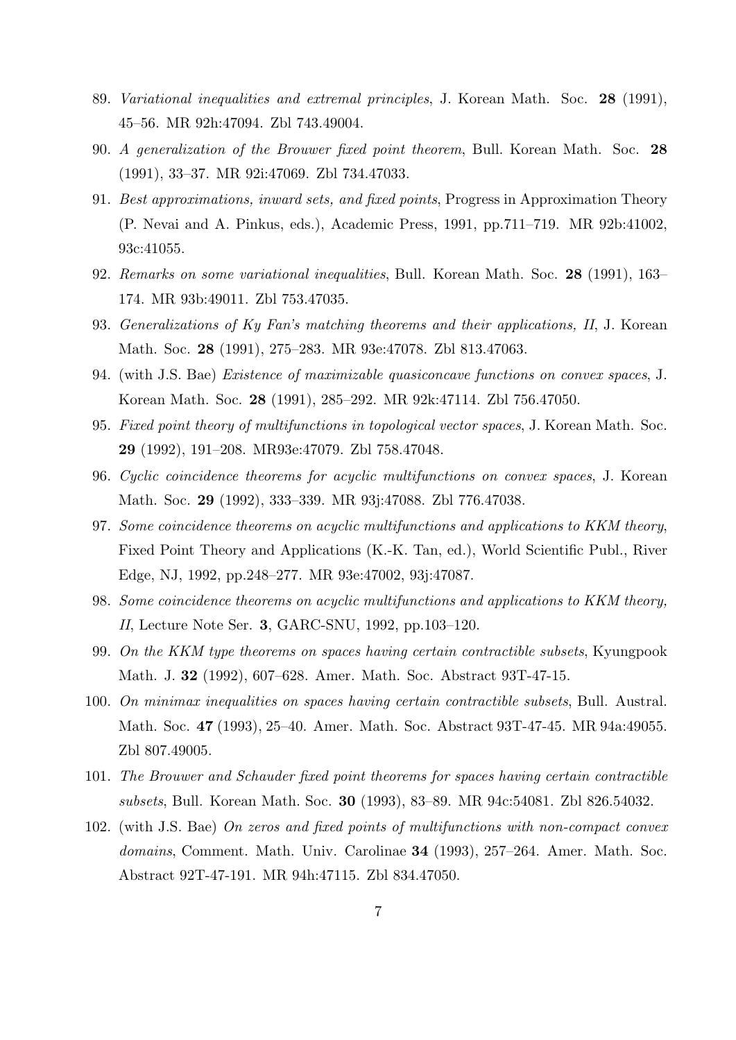89. *Variational inequalities and extremal principles*, J. Korean Math. Soc. **28** (1991), 45–56. MR 92h:47094. Zbl 743.49004.
90. *A generalization of the Brouwer fixed point theorem*, Bull. Korean Math. Soc. **28** (1991), 33–37. MR 92i:47069. Zbl 734.47033.
91. *Best approximations, inward sets, and fixed points*, Progress in Approximation Theory (P. Nevai and A. Pinkus, eds.), Academic Press, 1991, pp.711–719. MR 92b:41002, 93c:41055.
92. *Remarks on some variational inequalities*, Bull. Korean Math. Soc. **28** (1991), 163–174. MR 93b:49011. Zbl 753.47035.
93. *Generalizations of Ky Fan's matching theorems and their applications, II*, J. Korean Math. Soc. **28** (1991), 275–283. MR 93e:47078. Zbl 813.47063.
94. (with J.S. Bae) *Existence of maximizable quasiconcave functions on convex spaces*, J. Korean Math. Soc. **28** (1991), 285–292. MR 92k:47114. Zbl 756.47050.
95. *Fixed point theory of multifunctions in topological vector spaces*, J. Korean Math. Soc. **29** (1992), 191–208. MR93e:47079. Zbl 758.47048.
96. *Cyclic coincidence theorems for acyclic multifunctions on convex spaces*, J. Korean Math. Soc. **29** (1992), 333–339. MR 93j:47088. Zbl 776.47038.
97. *Some coincidence theorems on acyclic multifunctions and applications to KKM theory*, Fixed Point Theory and Applications (K.-K. Tan, ed.), World Scientific Publ., River Edge, NJ, 1992, pp.248–277. MR 93e:47002, 93j:47087.
98. *Some coincidence theorems on acyclic multifunctions and applications to KKM theory, II*, Lecture Note Ser. **3**, GARC-SNU, 1992, pp.103–120.
99. *On the KKM type theorems on spaces having certain contractible subsets*, Kyungpook Math. J. **32** (1992), 607–628. Amer. Math. Soc. Abstract 93T-47-15.
100. *On minimax inequalities on spaces having certain contractible subsets*, Bull. Austral. Math. Soc. **47** (1993), 25–40. Amer. Math. Soc. Abstract 93T-47-45. MR 94a:49055. Zbl 807.49005.
101. *The Brouwer and Schauder fixed point theorems for spaces having certain contractible subsets*, Bull. Korean Math. Soc. **30** (1993), 83–89. MR 94c:54081. Zbl 826.54032.
102. (with J.S. Bae) *On zeros and fixed points of multifunctions with non-compact convex domains*, Comment. Math. Univ. Carolinae **34** (1993), 257–264. Amer. Math. Soc. Abstract 92T-47-191. MR 94h:47115. Zbl 834.47050.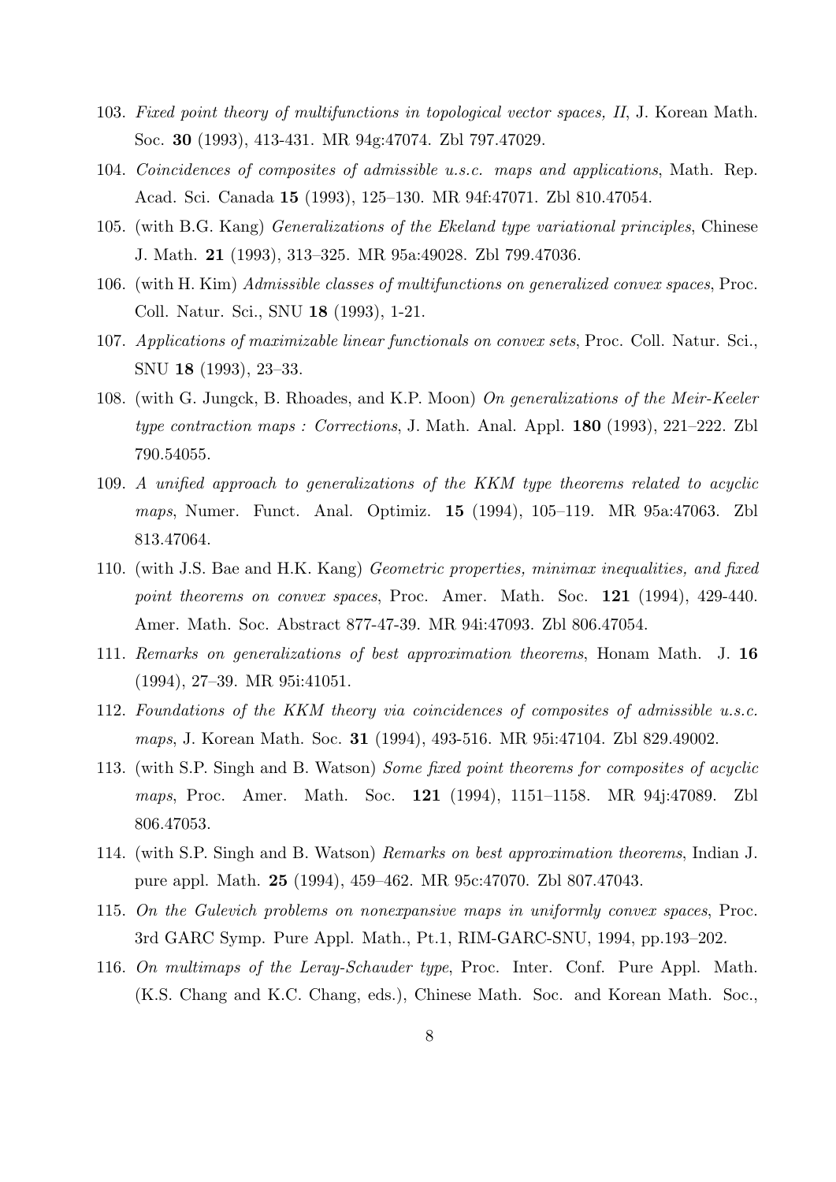103. *Fixed point theory of multifunctions in topological vector spaces, II*, J. Korean Math. Soc. **30** (1993), 413-431. MR 94g:47074. Zbl 797.47029.
104. *Coincidences of composites of admissible u.s.c. maps and applications*, Math. Rep. Acad. Sci. Canada **15** (1993), 125–130. MR 94f:47071. Zbl 810.47054.
105. (with B.G. Kang) *Generalizations of the Ekeland type variational principles*, Chinese J. Math. **21** (1993), 313–325. MR 95a:49028. Zbl 799.47036.
106. (with H. Kim) *Admissible classes of multifunctions on generalized convex spaces*, Proc. Coll. Natur. Sci., SNU **18** (1993), 1-21.
107. *Applications of maximizable linear functionals on convex sets*, Proc. Coll. Natur. Sci., SNU **18** (1993), 23–33.
108. (with G. Jungck, B. Rhoades, and K.P. Moon) *On generalizations of the Meir-Keeler type contraction maps : Corrections*, J. Math. Anal. Appl. **180** (1993), 221–222. Zbl 790.54055.
109. *A unified approach to generalizations of the KKM type theorems related to acyclic maps*, Numer. Funct. Anal. Optimiz. **15** (1994), 105–119. MR 95a:47063. Zbl 813.47064.
110. (with J.S. Bae and H.K. Kang) *Geometric properties, minimax inequalities, and fixed point theorems on convex spaces*, Proc. Amer. Math. Soc. **121** (1994), 429-440. Amer. Math. Soc. Abstract 877-47-39. MR 94i:47093. Zbl 806.47054.
111. *Remarks on generalizations of best approximation theorems*, Honam Math. J. **16** (1994), 27–39. MR 95i:41051.
112. *Foundations of the KKM theory via coincidences of composites of admissible u.s.c. maps*, J. Korean Math. Soc. **31** (1994), 493-516. MR 95i:47104. Zbl 829.49002.
113. (with S.P. Singh and B. Watson) *Some fixed point theorems for composites of acyclic maps*, Proc. Amer. Math. Soc. **121** (1994), 1151–1158. MR 94j:47089. Zbl 806.47053.
114. (with S.P. Singh and B. Watson) *Remarks on best approximation theorems*, Indian J. pure appl. Math. **25** (1994), 459–462. MR 95c:47070. Zbl 807.47043.
115. *On the Gulevich problems on nonexpansive maps in uniformly convex spaces*, Proc. 3rd GARC Symp. Pure Appl. Math., Pt.1, RIM-GARC-SNU, 1994, pp.193–202.
116. *On multimaps of the Leray-Schauder type*, Proc. Inter. Conf. Pure Appl. Math. (K.S. Chang and K.C. Chang, eds.), Chinese Math. Soc. and Korean Math. Soc.,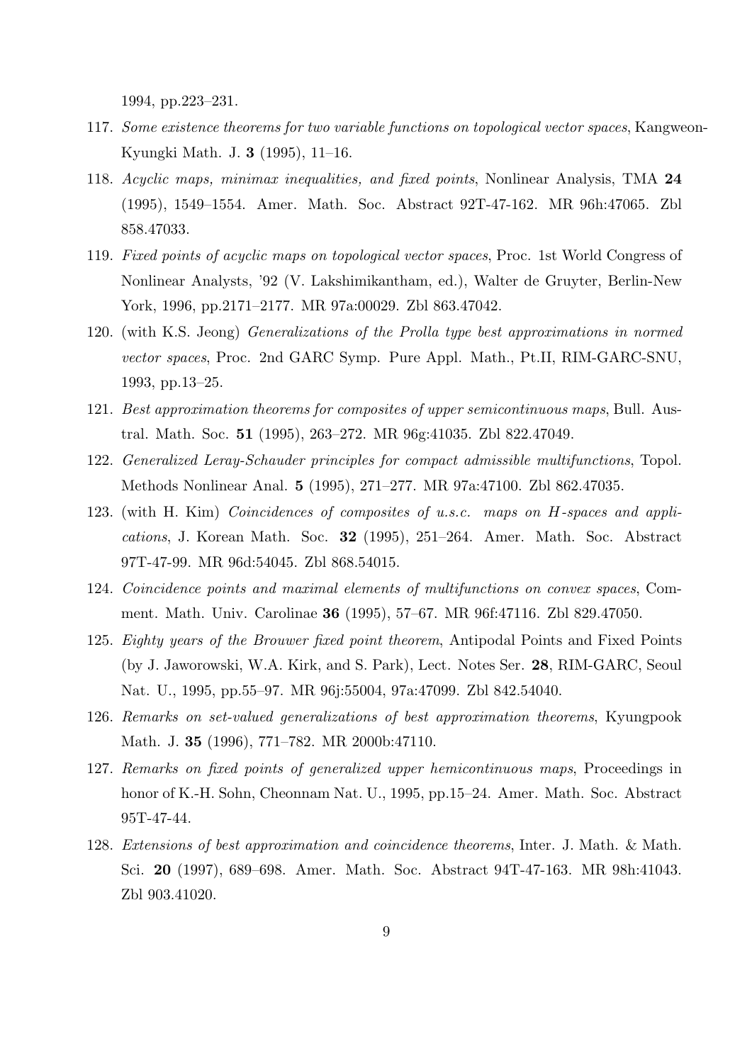1994, pp.223–231.

117. *Some existence theorems for two variable functions on topological vector spaces*, Kangweon-Kyungki Math. J. **3** (1995), 11–16.
118. *Acyclic maps, minimax inequalities, and fixed points*, Nonlinear Analysis, TMA **24** (1995), 1549–1554. Amer. Math. Soc. Abstract 92T-47-162. MR 96h:47065. Zbl 858.47033.
119. *Fixed points of acyclic maps on topological vector spaces*, Proc. 1st World Congress of Nonlinear Analysts, '92 (V. Lakshimikantham, ed.), Walter de Gruyter, Berlin-New York, 1996, pp.2171–2177. MR 97a:00029. Zbl 863.47042.
120. (with K.S. Jeong) *Generalizations of the Prolla type best approximations in normed vector spaces*, Proc. 2nd GARC Symp. Pure Appl. Math., Pt.II, RIM-GARC-SNU, 1993, pp.13–25.
121. *Best approximation theorems for composites of upper semicontinuous maps*, Bull. Austral. Math. Soc. **51** (1995), 263–272. MR 96g:41035. Zbl 822.47049.
122. *Generalized Leray-Schauder principles for compact admissible multifunctions*, Topol. Methods Nonlinear Anal. **5** (1995), 271–277. MR 97a:47100. Zbl 862.47035.
123. (with H. Kim) *Coincidences of composites of u.s.c. maps on $H$-spaces and applications*, J. Korean Math. Soc. **32** (1995), 251–264. Amer. Math. Soc. Abstract 97T-47-99. MR 96d:54045. Zbl 868.54015.
124. *Coincidence points and maximal elements of multifunctions on convex spaces*, Comment. Math. Univ. Carolinae **36** (1995), 57–67. MR 96f:47116. Zbl 829.47050.
125. *Eighty years of the Brouwer fixed point theorem*, Antipodal Points and Fixed Points (by J. Jaworowski, W.A. Kirk, and S. Park), Lect. Notes Ser. **28**, RIM-GARC, Seoul Nat. U., 1995, pp.55–97. MR 96j:55004, 97a:47099. Zbl 842.54040.
126. *Remarks on set-valued generalizations of best approximation theorems*, Kyungpook Math. J. **35** (1996), 771–782. MR 2000b:47110.
127. *Remarks on fixed points of generalized upper hemicontinuous maps*, Proceedings in honor of K.-H. Sohn, Cheonnam Nat. U., 1995, pp.15–24. Amer. Math. Soc. Abstract 95T-47-44.
128. *Extensions of best approximation and coincidence theorems*, Inter. J. Math. & Math. Sci. **20** (1997), 689–698. Amer. Math. Soc. Abstract 94T-47-163. MR 98h:41043. Zbl 903.41020.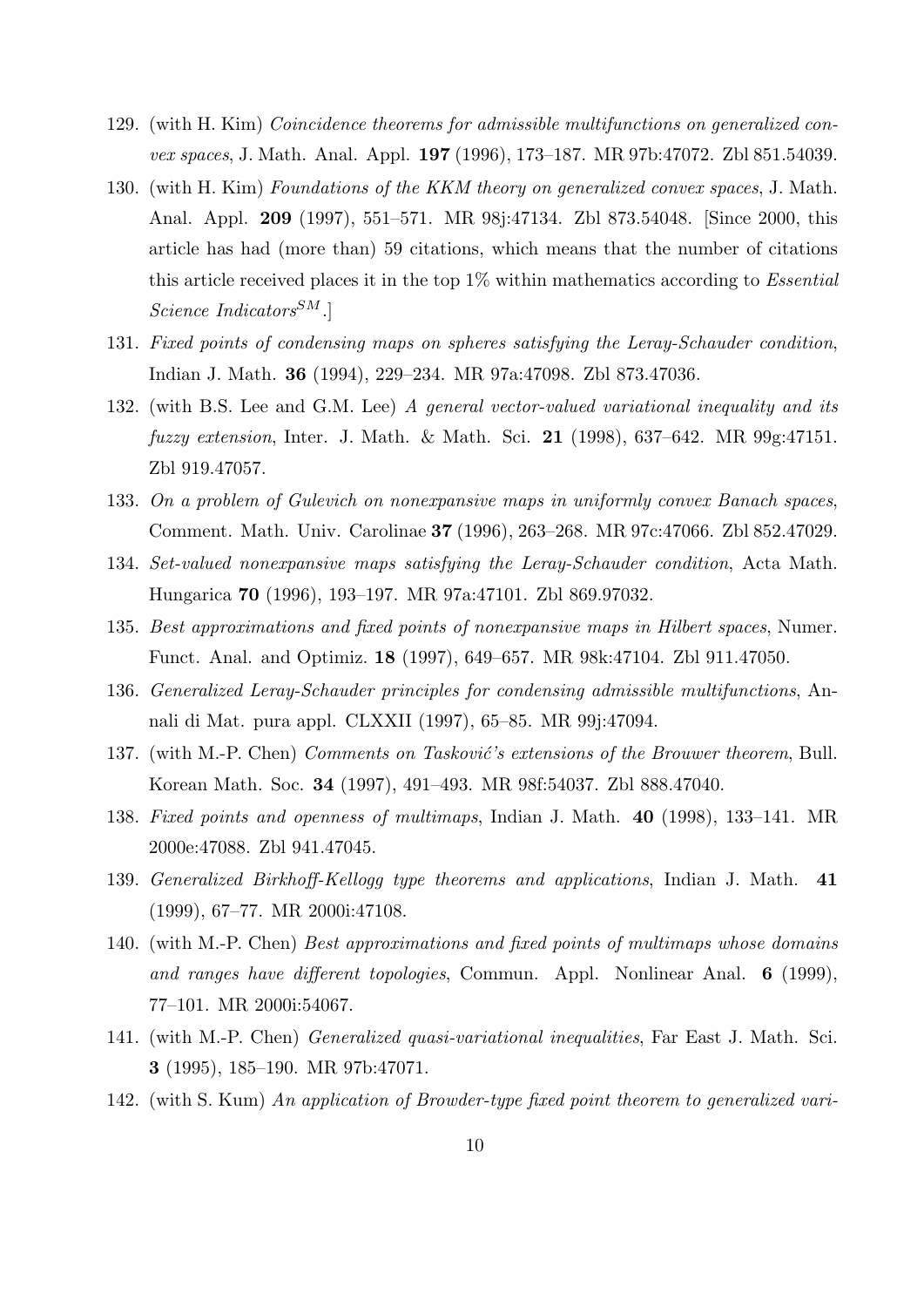129. (with H. Kim) *Coincidence theorems for admissible multifunctions on generalized convex spaces*, J. Math. Anal. Appl. **197** (1996), 173–187. MR 97b:47072. Zbl 851.54039.
130. (with H. Kim) *Foundations of the KKM theory on generalized convex spaces*, J. Math. Anal. Appl. **209** (1997), 551–571. MR 98j:47134. Zbl 873.54048. [Since 2000, this article has had (more than) 59 citations, which means that the number of citations this article received places it in the top 1% within mathematics according to *Essential Science Indicators*$^{SM}$.]
131. *Fixed points of condensing maps on spheres satisfying the Leray-Schauder condition*, Indian J. Math. **36** (1994), 229–234. MR 97a:47098. Zbl 873.47036.
132. (with B.S. Lee and G.M. Lee) *A general vector-valued variational inequality and its fuzzy extension*, Inter. J. Math. & Math. Sci. **21** (1998), 637–642. MR 99g:47151. Zbl 919.47057.
133. *On a problem of Gulevich on nonexpansive maps in uniformly convex Banach spaces*, Comment. Math. Univ. Carolinae **37** (1996), 263–268. MR 97c:47066. Zbl 852.47029.
134. *Set-valued nonexpansive maps satisfying the Leray-Schauder condition*, Acta Math. Hungarica **70** (1996), 193–197. MR 97a:47101. Zbl 869.97032.
135. *Best approximations and fixed points of nonexpansive maps in Hilbert spaces*, Numer. Funct. Anal. and Optimiz. **18** (1997), 649–657. MR 98k:47104. Zbl 911.47050.
136. *Generalized Leray-Schauder principles for condensing admissible multifunctions*, Annali di Mat. pura appl. CLXXII (1997), 65–85. MR 99j:47094.
137. (with M.-P. Chen) *Comments on Tasković's extensions of the Brouwer theorem*, Bull. Korean Math. Soc. **34** (1997), 491–493. MR 98f:54037. Zbl 888.47040.
138. *Fixed points and openness of multimaps*, Indian J. Math. **40** (1998), 133–141. MR 2000e:47088. Zbl 941.47045.
139. *Generalized Birkhoff-Kellogg type theorems and applications*, Indian J. Math. **41** (1999), 67–77. MR 2000i:47108.
140. (with M.-P. Chen) *Best approximations and fixed points of multimaps whose domains and ranges have different topologies*, Commun. Appl. Nonlinear Anal. **6** (1999), 77–101. MR 2000i:54067.
141. (with M.-P. Chen) *Generalized quasi-variational inequalities*, Far East J. Math. Sci. **3** (1995), 185–190. MR 97b:47071.
142. (with S. Kum) *An application of Browder-type fixed point theorem to generalized vari-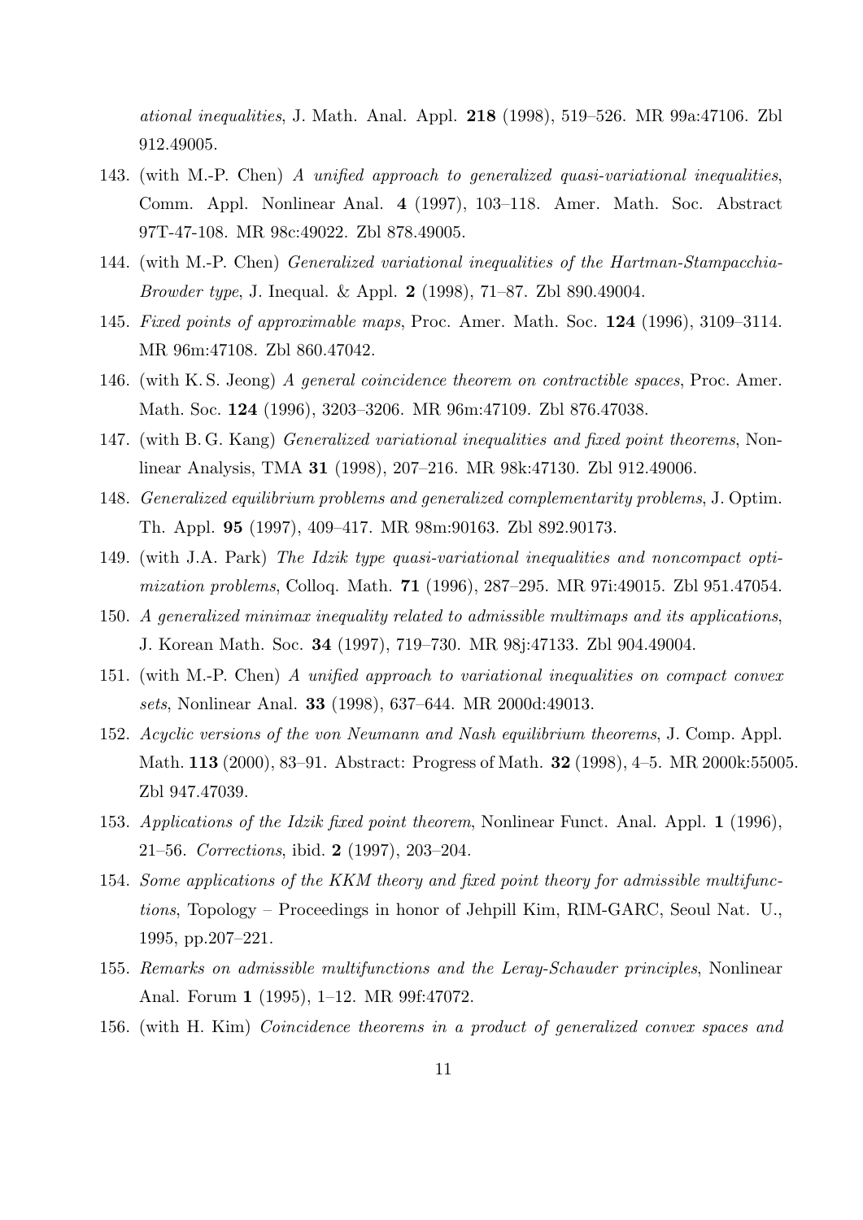*ational inequalities*, J. Math. Anal. Appl. **218** (1998), 519–526. MR 99a:47106. Zbl 912.49005.

143. (with M.-P. Chen) *A unified approach to generalized quasi-variational inequalities*, Comm. Appl. Nonlinear Anal. **4** (1997), 103–118. Amer. Math. Soc. Abstract 97T-47-108. MR 98c:49022. Zbl 878.49005.
144. (with M.-P. Chen) *Generalized variational inequalities of the Hartman-Stampacchia-Browder type*, J. Inequal. & Appl. **2** (1998), 71–87. Zbl 890.49004.
145. *Fixed points of approximable maps*, Proc. Amer. Math. Soc. **124** (1996), 3109–3114. MR 96m:47108. Zbl 860.47042.
146. (with K. S. Jeong) *A general coincidence theorem on contractible spaces*, Proc. Amer. Math. Soc. **124** (1996), 3203–3206. MR 96m:47109. Zbl 876.47038.
147. (with B. G. Kang) *Generalized variational inequalities and fixed point theorems*, Nonlinear Analysis, TMA **31** (1998), 207–216. MR 98k:47130. Zbl 912.49006.
148. *Generalized equilibrium problems and generalized complementarity problems*, J. Optim. Th. Appl. **95** (1997), 409–417. MR 98m:90163. Zbl 892.90173.
149. (with J.A. Park) *The Idzik type quasi-variational inequalities and noncompact optimization problems*, Colloq. Math. **71** (1996), 287–295. MR 97i:49015. Zbl 951.47054.
150. *A generalized minimax inequality related to admissible multimaps and its applications*, J. Korean Math. Soc. **34** (1997), 719–730. MR 98j:47133. Zbl 904.49004.
151. (with M.-P. Chen) *A unified approach to variational inequalities on compact convex sets*, Nonlinear Anal. **33** (1998), 637–644. MR 2000d:49013.
152. *Acyclic versions of the von Neumann and Nash equilibrium theorems*, J. Comp. Appl. Math. **113** (2000), 83–91. Abstract: Progress of Math. **32** (1998), 4–5. MR 2000k:55005. Zbl 947.47039.
153. *Applications of the Idzik fixed point theorem*, Nonlinear Funct. Anal. Appl. **1** (1996), 21–56. *Corrections*, ibid. **2** (1997), 203–204.
154. *Some applications of the KKM theory and fixed point theory for admissible multifunctions*, Topology – Proceedings in honor of Jehpill Kim, RIM-GARC, Seoul Nat. U., 1995, pp.207–221.
155. *Remarks on admissible multifunctions and the Leray-Schauder principles*, Nonlinear Anal. Forum **1** (1995), 1–12. MR 99f:47072.
156. (with H. Kim) *Coincidence theorems in a product of generalized convex spaces and*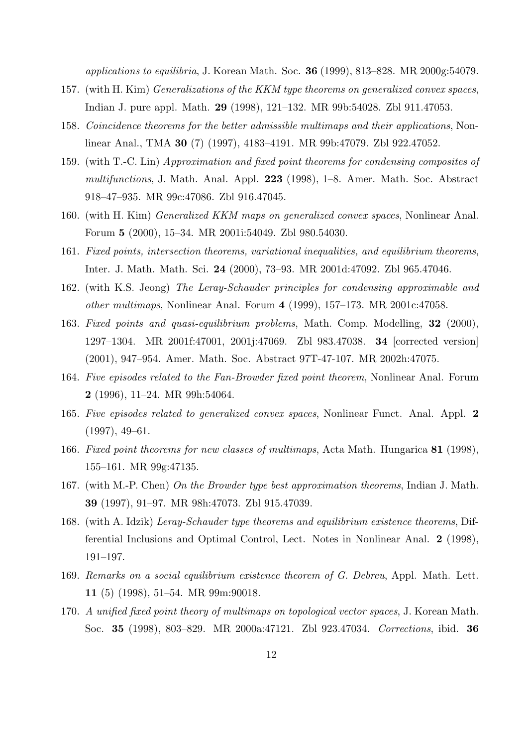*applications to equilibria*, J. Korean Math. Soc. **36** (1999), 813–828. MR 2000g:54079.

157. (with H. Kim) *Generalizations of the KKM type theorems on generalized convex spaces*, Indian J. pure appl. Math. **29** (1998), 121–132. MR 99b:54028. Zbl 911.47053.
158. *Coincidence theorems for the better admissible multimaps and their applications*, Nonlinear Anal., TMA **30** (7) (1997), 4183–4191. MR 99b:47079. Zbl 922.47052.
159. (with T.-C. Lin) *Approximation and fixed point theorems for condensing composites of multifunctions*, J. Math. Anal. Appl. **223** (1998), 1–8. Amer. Math. Soc. Abstract 918–47–935. MR 99c:47086. Zbl 916.47045.
160. (with H. Kim) *Generalized KKM maps on generalized convex spaces*, Nonlinear Anal. Forum **5** (2000), 15–34. MR 2001i:54049. Zbl 980.54030.
161. *Fixed points, intersection theorems, variational inequalities, and equilibrium theorems*, Inter. J. Math. Math. Sci. **24** (2000), 73–93. MR 2001d:47092. Zbl 965.47046.
162. (with K.S. Jeong) *The Leray-Schauder principles for condensing approximable and other multimaps*, Nonlinear Anal. Forum **4** (1999), 157–173. MR 2001c:47058.
163. *Fixed points and quasi-equilibrium problems*, Math. Comp. Modelling, **32** (2000), 1297–1304. MR 2001f:47001, 2001j:47069. Zbl 983.47038. **34** [corrected version] (2001), 947–954. Amer. Math. Soc. Abstract 97T-47-107. MR 2002h:47075.
164. *Five episodes related to the Fan-Browder fixed point theorem*, Nonlinear Anal. Forum **2** (1996), 11–24. MR 99h:54064.
165. *Five episodes related to generalized convex spaces*, Nonlinear Funct. Anal. Appl. **2** (1997), 49–61.
166. *Fixed point theorems for new classes of multimaps*, Acta Math. Hungarica **81** (1998), 155–161. MR 99g:47135.
167. (with M.-P. Chen) *On the Browder type best approximation theorems*, Indian J. Math. **39** (1997), 91–97. MR 98h:47073. Zbl 915.47039.
168. (with A. Idzik) *Leray-Schauder type theorems and equilibrium existence theorems*, Differential Inclusions and Optimal Control, Lect. Notes in Nonlinear Anal. **2** (1998), 191–197.
169. *Remarks on a social equilibrium existence theorem of G. Debreu*, Appl. Math. Lett. **11** (5) (1998), 51–54. MR 99m:90018.
170. *A unified fixed point theory of multimaps on topological vector spaces*, J. Korean Math. Soc. **35** (1998), 803–829. MR 2000a:47121. Zbl 923.47034. *Corrections*, ibid. **36**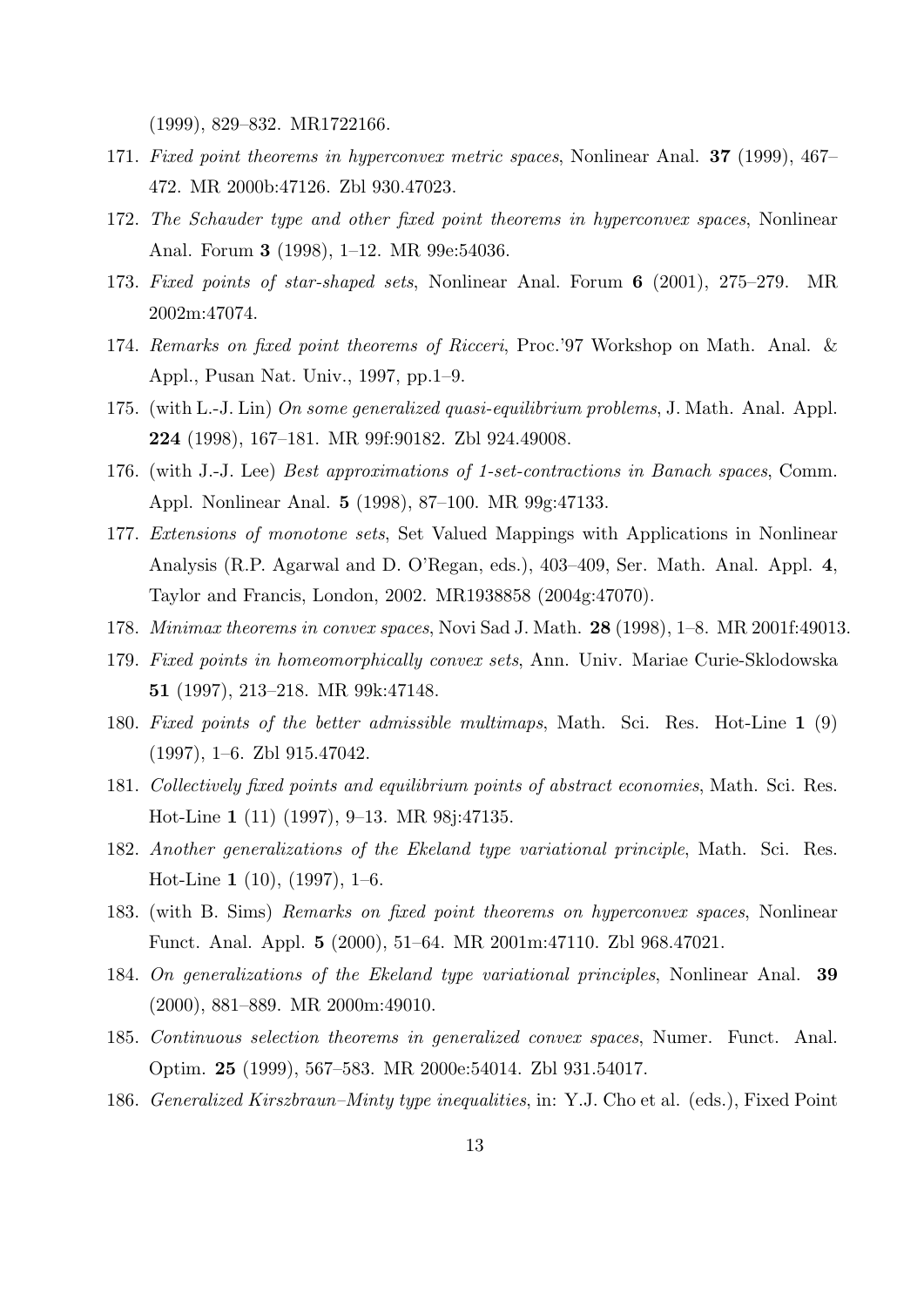(1999), 829–832. MR1722166.

171. *Fixed point theorems in hyperconvex metric spaces*, Nonlinear Anal. **37** (1999), 467–472. MR 2000b:47126. Zbl 930.47023.
172. *The Schauder type and other fixed point theorems in hyperconvex spaces*, Nonlinear Anal. Forum **3** (1998), 1–12. MR 99e:54036.
173. *Fixed points of star-shaped sets*, Nonlinear Anal. Forum **6** (2001), 275–279. MR 2002m:47074.
174. *Remarks on fixed point theorems of Ricceri*, Proc.'97 Workshop on Math. Anal. & Appl., Pusan Nat. Univ., 1997, pp.1–9.
175. (with L.-J. Lin) *On some generalized quasi-equilibrium problems*, J. Math. Anal. Appl. **224** (1998), 167–181. MR 99f:90182. Zbl 924.49008.
176. (with J.-J. Lee) *Best approximations of 1-set-contractions in Banach spaces*, Comm. Appl. Nonlinear Anal. **5** (1998), 87–100. MR 99g:47133.
177. *Extensions of monotone sets*, Set Valued Mappings with Applications in Nonlinear Analysis (R.P. Agarwal and D. O'Regan, eds.), 403–409, Ser. Math. Anal. Appl. **4**, Taylor and Francis, London, 2002. MR1938858 (2004g:47070).
178. *Minimax theorems in convex spaces*, Novi Sad J. Math. **28** (1998), 1–8. MR 2001f:49013.
179. *Fixed points in homeomorphically convex sets*, Ann. Univ. Mariae Curie-Sklodowska **51** (1997), 213–218. MR 99k:47148.
180. *Fixed points of the better admissible multimaps*, Math. Sci. Res. Hot-Line **1** (9) (1997), 1–6. Zbl 915.47042.
181. *Collectively fixed points and equilibrium points of abstract economies*, Math. Sci. Res. Hot-Line **1** (11) (1997), 9–13. MR 98j:47135.
182. *Another generalizations of the Ekeland type variational principle*, Math. Sci. Res. Hot-Line **1** (10), (1997), 1–6.
183. (with B. Sims) *Remarks on fixed point theorems on hyperconvex spaces*, Nonlinear Funct. Anal. Appl. **5** (2000), 51–64. MR 2001m:47110. Zbl 968.47021.
184. *On generalizations of the Ekeland type variational principles*, Nonlinear Anal. **39** (2000), 881–889. MR 2000m:49010.
185. *Continuous selection theorems in generalized convex spaces*, Numer. Funct. Anal. Optim. **25** (1999), 567–583. MR 2000e:54014. Zbl 931.54017.
186. *Generalized Kirszbraun–Minty type inequalities*, in: Y.J. Cho et al. (eds.), Fixed Point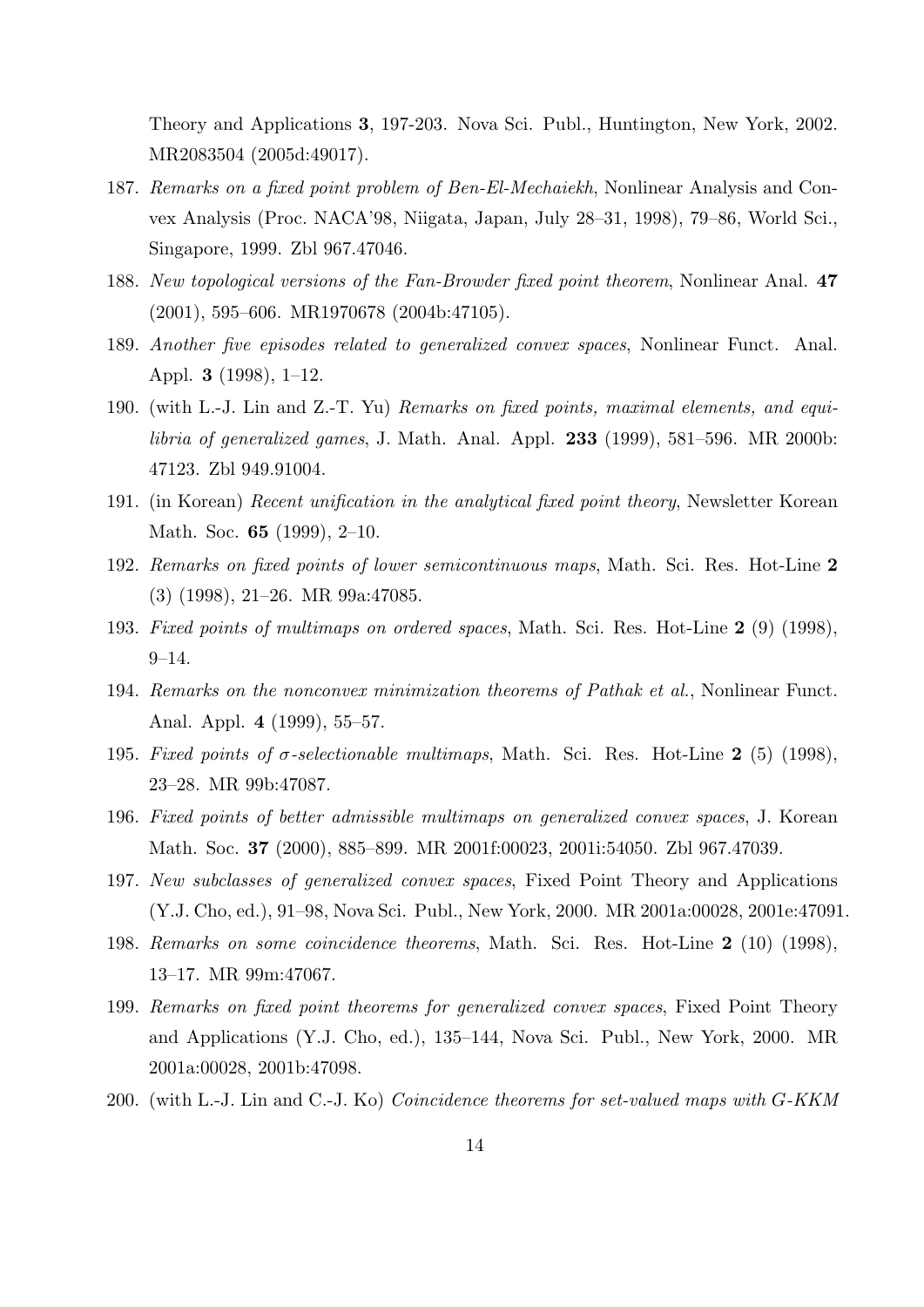Theory and Applications **3**, 197-203. Nova Sci. Publ., Huntington, New York, 2002. MR2083504 (2005d:49017).

187. *Remarks on a fixed point problem of Ben-El-Mechaiekh*, Nonlinear Analysis and Convex Analysis (Proc. NACA'98, Niigata, Japan, July 28–31, 1998), 79–86, World Sci., Singapore, 1999. Zbl 967.47046.
188. *New topological versions of the Fan-Browder fixed point theorem*, Nonlinear Anal. **47** (2001), 595–606. MR1970678 (2004b:47105).
189. *Another five episodes related to generalized convex spaces*, Nonlinear Funct. Anal. Appl. **3** (1998), 1–12.
190. (with L.-J. Lin and Z.-T. Yu) *Remarks on fixed points, maximal elements, and equilibria of generalized games*, J. Math. Anal. Appl. **233** (1999), 581–596. MR 2000b: 47123. Zbl 949.91004.
191. (in Korean) *Recent unification in the analytical fixed point theory*, Newsletter Korean Math. Soc. **65** (1999), 2–10.
192. *Remarks on fixed points of lower semicontinuous maps*, Math. Sci. Res. Hot-Line **2** (3) (1998), 21–26. MR 99a:47085.
193. *Fixed points of multimaps on ordered spaces*, Math. Sci. Res. Hot-Line **2** (9) (1998), 9–14.
194. *Remarks on the nonconvex minimization theorems of Pathak et al.*, Nonlinear Funct. Anal. Appl. **4** (1999), 55–57.
195. *Fixed points of $\sigma$-selectionable multimaps*, Math. Sci. Res. Hot-Line **2** (5) (1998), 23–28. MR 99b:47087.
196. *Fixed points of better admissible multimaps on generalized convex spaces*, J. Korean Math. Soc. **37** (2000), 885–899. MR 2001f:00023, 2001i:54050. Zbl 967.47039.
197. *New subclasses of generalized convex spaces*, Fixed Point Theory and Applications (Y.J. Cho, ed.), 91–98, Nova Sci. Publ., New York, 2000. MR 2001a:00028, 2001e:47091.
198. *Remarks on some coincidence theorems*, Math. Sci. Res. Hot-Line **2** (10) (1998), 13–17. MR 99m:47067.
199. *Remarks on fixed point theorems for generalized convex spaces*, Fixed Point Theory and Applications (Y.J. Cho, ed.), 135–144, Nova Sci. Publ., New York, 2000. MR 2001a:00028, 2001b:47098.
200. (with L.-J. Lin and C.-J. Ko) *Coincidence theorems for set-valued maps with G-KKM*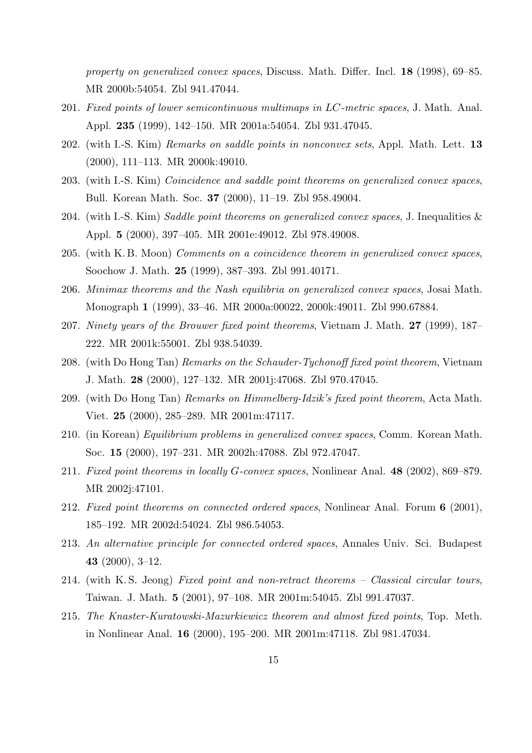*property on generalized convex spaces*, Discuss. Math. Differ. Incl. **18** (1998), 69–85. MR 2000b:54054. Zbl 941.47044.

201. *Fixed points of lower semicontinuous multimaps in LC-metric spaces*, J. Math. Anal. Appl. **235** (1999), 142–150. MR 2001a:54054. Zbl 931.47045.
202. (with I.-S. Kim) *Remarks on saddle points in nonconvex sets*, Appl. Math. Lett. **13** (2000), 111–113. MR 2000k:49010.
203. (with I.-S. Kim) *Coincidence and saddle point theorems on generalized convex spaces*, Bull. Korean Math. Soc. **37** (2000), 11–19. Zbl 958.49004.
204. (with I.-S. Kim) *Saddle point theorems on generalized convex spaces*, J. Inequalities & Appl. **5** (2000), 397–405. MR 2001e:49012. Zbl 978.49008.
205. (with K. B. Moon) *Comments on a coincidence theorem in generalized convex spaces*, Soochow J. Math. **25** (1999), 387–393. Zbl 991.40171.
206. *Minimax theorems and the Nash equilibria on generalized convex spaces*, Josai Math. Monograph **1** (1999), 33–46. MR 2000a:00022, 2000k:49011. Zbl 990.67884.
207. *Ninety years of the Brouwer fixed point theorems*, Vietnam J. Math. **27** (1999), 187–222. MR 2001k:55001. Zbl 938.54039.
208. (with Do Hong Tan) *Remarks on the Schauder-Tychonoff fixed point theorem*, Vietnam J. Math. **28** (2000), 127–132. MR 2001j:47068. Zbl 970.47045.
209. (with Do Hong Tan) *Remarks on Himmelberg-Idzik's fixed point theorem*, Acta Math. Viet. **25** (2000), 285–289. MR 2001m:47117.
210. (in Korean) *Equilibrium problems in generalized convex spaces*, Comm. Korean Math. Soc. **15** (2000), 197–231. MR 2002h:47088. Zbl 972.47047.
211. *Fixed point theorems in locally G-convex spaces*, Nonlinear Anal. **48** (2002), 869–879. MR 2002j:47101.
212. *Fixed point theorems on connected ordered spaces*, Nonlinear Anal. Forum **6** (2001), 185–192. MR 2002d:54024. Zbl 986.54053.
213. *An alternative principle for connected ordered spaces*, Annales Univ. Sci. Budapest **43** (2000), 3–12.
214. (with K. S. Jeong) *Fixed point and non-retract theorems – Classical circular tours*, Taiwan. J. Math. **5** (2001), 97–108. MR 2001m:54045. Zbl 991.47037.
215. *The Knaster-Kuratowski-Mazurkiewicz theorem and almost fixed points*, Top. Meth. in Nonlinear Anal. **16** (2000), 195–200. MR 2001m:47118. Zbl 981.47034.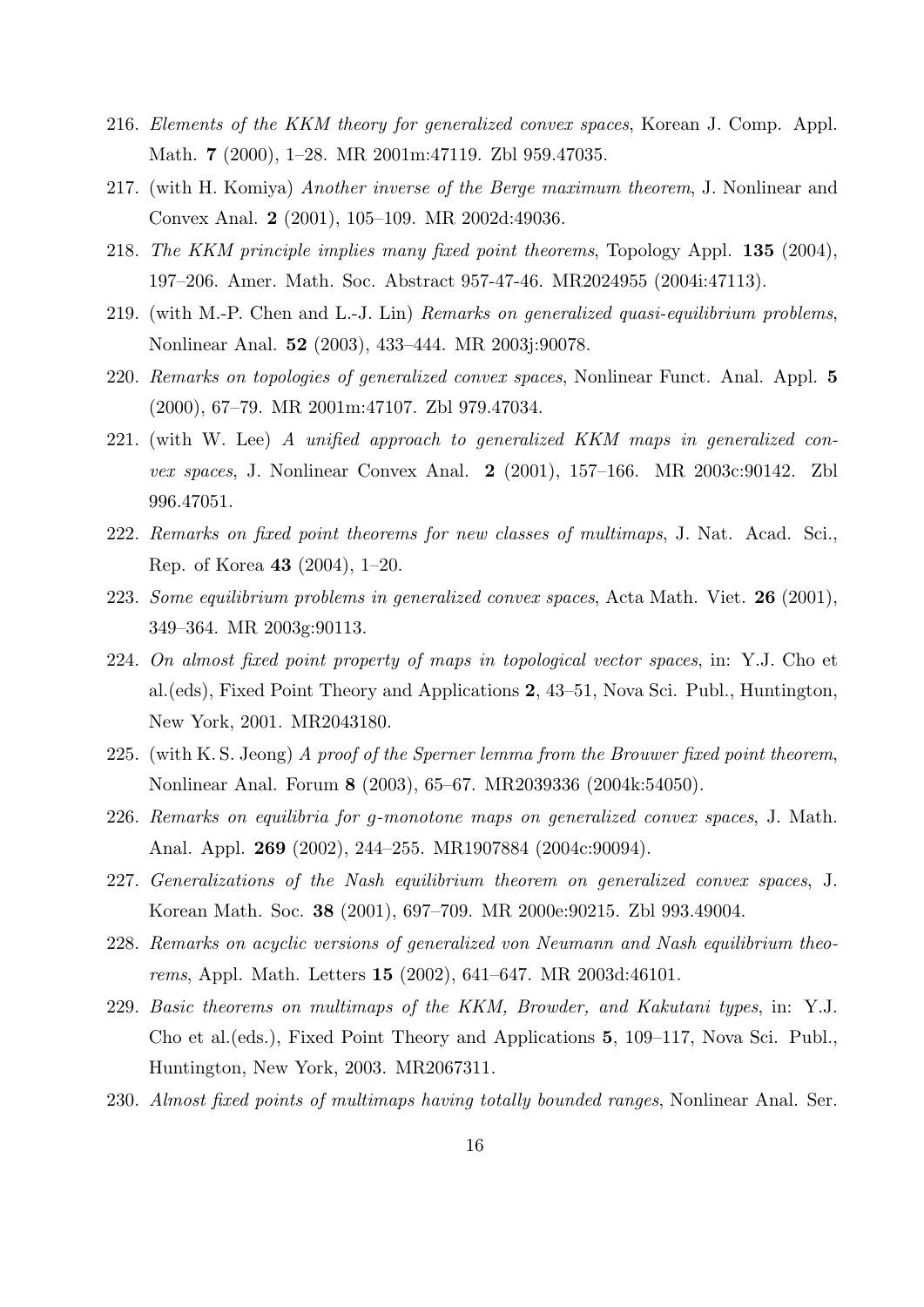216. *Elements of the KKM theory for generalized convex spaces*, Korean J. Comp. Appl. Math. **7** (2000), 1–28. MR 2001m:47119. Zbl 959.47035.
217. (with H. Komiya) *Another inverse of the Berge maximum theorem*, J. Nonlinear and Convex Anal. **2** (2001), 105–109. MR 2002d:49036.
218. *The KKM principle implies many fixed point theorems*, Topology Appl. **135** (2004), 197–206. Amer. Math. Soc. Abstract 957-47-46. MR2024955 (2004i:47113).
219. (with M.-P. Chen and L.-J. Lin) *Remarks on generalized quasi-equilibrium problems*, Nonlinear Anal. **52** (2003), 433–444. MR 2003j:90078.
220. *Remarks on topologies of generalized convex spaces*, Nonlinear Funct. Anal. Appl. **5** (2000), 67–79. MR 2001m:47107. Zbl 979.47034.
221. (with W. Lee) *A unified approach to generalized KKM maps in generalized convex spaces*, J. Nonlinear Convex Anal. **2** (2001), 157–166. MR 2003c:90142. Zbl 996.47051.
222. *Remarks on fixed point theorems for new classes of multimaps*, J. Nat. Acad. Sci., Rep. of Korea **43** (2004), 1–20.
223. *Some equilibrium problems in generalized convex spaces*, Acta Math. Viet. **26** (2001), 349–364. MR 2003g:90113.
224. *On almost fixed point property of maps in topological vector spaces*, in: Y.J. Cho et al.(eds), Fixed Point Theory and Applications **2**, 43–51, Nova Sci. Publ., Huntington, New York, 2001. MR2043180.
225. (with K. S. Jeong) *A proof of the Sperner lemma from the Brouwer fixed point theorem*, Nonlinear Anal. Forum **8** (2003), 65–67. MR2039336 (2004k:54050).
226. *Remarks on equilibria for g-monotone maps on generalized convex spaces*, J. Math. Anal. Appl. **269** (2002), 244–255. MR1907884 (2004c:90094).
227. *Generalizations of the Nash equilibrium theorem on generalized convex spaces*, J. Korean Math. Soc. **38** (2001), 697–709. MR 2000e:90215. Zbl 993.49004.
228. *Remarks on acyclic versions of generalized von Neumann and Nash equilibrium theorems*, Appl. Math. Letters **15** (2002), 641–647. MR 2003d:46101.
229. *Basic theorems on multimaps of the KKM, Browder, and Kakutani types*, in: Y.J. Cho et al.(eds.), Fixed Point Theory and Applications **5**, 109–117, Nova Sci. Publ., Huntington, New York, 2003. MR2067311.
230. *Almost fixed points of multimaps having totally bounded ranges*, Nonlinear Anal. Ser.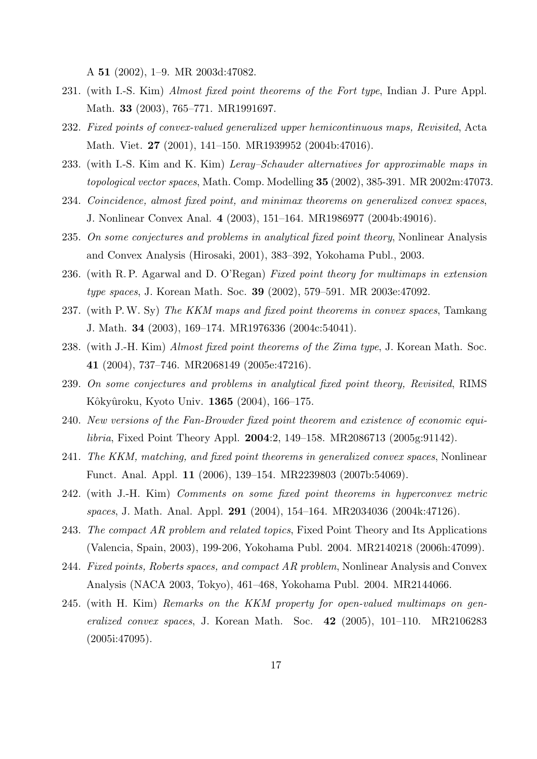A **51** (2002), 1–9. MR 2003d:47082.

231. (with I.-S. Kim) *Almost fixed point theorems of the Fort type*, Indian J. Pure Appl. Math. **33** (2003), 765–771. MR1991697.
232. *Fixed points of convex-valued generalized upper hemicontinuous maps, Revisited*, Acta Math. Viet. **27** (2001), 141–150. MR1939952 (2004b:47016).
233. (with I.-S. Kim and K. Kim) *Leray–Schauder alternatives for approximable maps in topological vector spaces*, Math. Comp. Modelling **35** (2002), 385-391. MR 2002m:47073.
234. *Coincidence, almost fixed point, and minimax theorems on generalized convex spaces*, J. Nonlinear Convex Anal. **4** (2003), 151–164. MR1986977 (2004b:49016).
235. *On some conjectures and problems in analytical fixed point theory*, Nonlinear Analysis and Convex Analysis (Hirosaki, 2001), 383–392, Yokohama Publ., 2003.
236. (with R. P. Agarwal and D. O'Regan) *Fixed point theory for multimaps in extension type spaces*, J. Korean Math. Soc. **39** (2002), 579–591. MR 2003e:47092.
237. (with P. W. Sy) *The KKM maps and fixed point theorems in convex spaces*, Tamkang J. Math. **34** (2003), 169–174. MR1976336 (2004c:54041).
238. (with J.-H. Kim) *Almost fixed point theorems of the Zima type*, J. Korean Math. Soc. **41** (2004), 737–746. MR2068149 (2005e:47216).
239. *On some conjectures and problems in analytical fixed point theory, Revisited*, RIMS Kôkyûroku, Kyoto Univ. **1365** (2004), 166–175.
240. *New versions of the Fan-Browder fixed point theorem and existence of economic equilibria*, Fixed Point Theory Appl. **2004**:2, 149–158. MR2086713 (2005g:91142).
241. *The KKM, matching, and fixed point theorems in generalized convex spaces*, Nonlinear Funct. Anal. Appl. **11** (2006), 139–154. MR2239803 (2007b:54069).
242. (with J.-H. Kim) *Comments on some fixed point theorems in hyperconvex metric spaces*, J. Math. Anal. Appl. **291** (2004), 154–164. MR2034036 (2004k:47126).
243. *The compact AR problem and related topics*, Fixed Point Theory and Its Applications (Valencia, Spain, 2003), 199-206, Yokohama Publ. 2004. MR2140218 (2006h:47099).
244. *Fixed points, Roberts spaces, and compact AR problem*, Nonlinear Analysis and Convex Analysis (NACA 2003, Tokyo), 461–468, Yokohama Publ. 2004. MR2144066.
245. (with H. Kim) *Remarks on the KKM property for open-valued multimaps on generalized convex spaces*, J. Korean Math. Soc. **42** (2005), 101–110. MR2106283 (2005i:47095).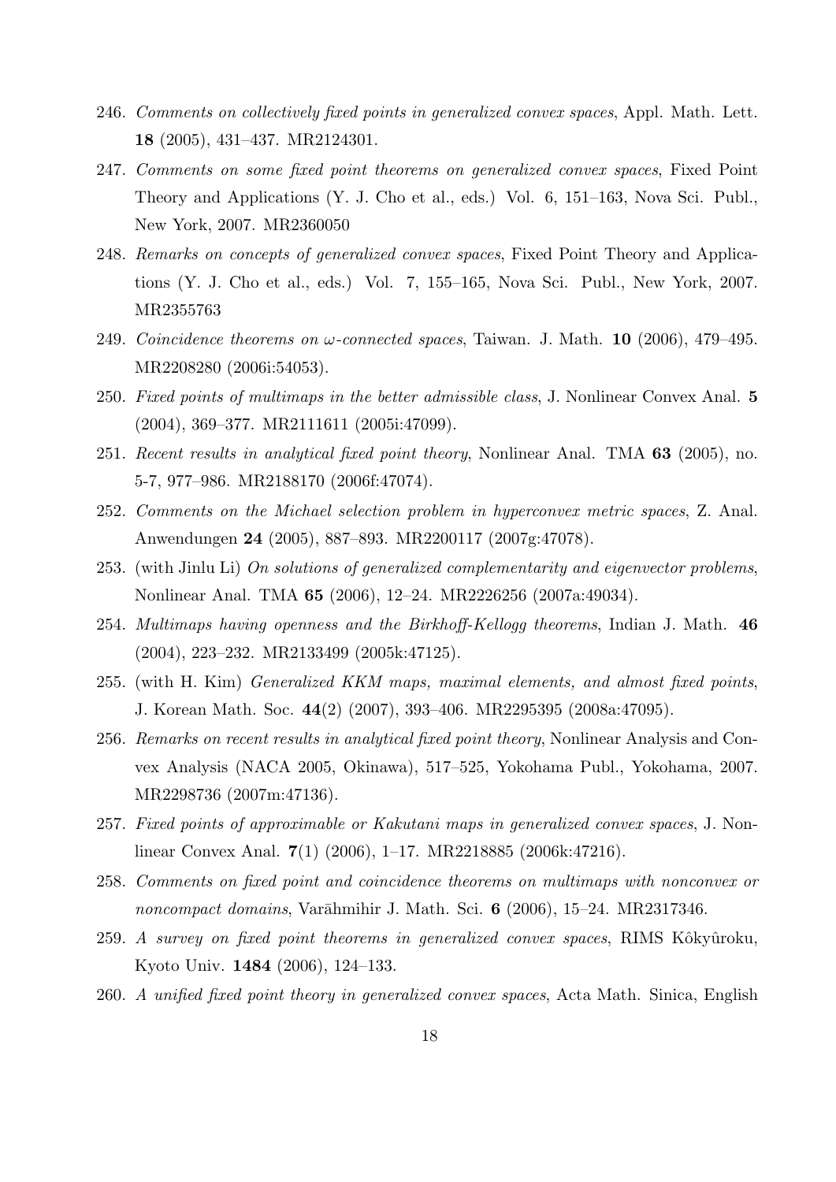246. *Comments on collectively fixed points in generalized convex spaces*, Appl. Math. Lett. **18** (2005), 431–437. MR2124301.
247. *Comments on some fixed point theorems on generalized convex spaces*, Fixed Point Theory and Applications (Y. J. Cho et al., eds.) Vol. 6, 151–163, Nova Sci. Publ., New York, 2007. MR2360050
248. *Remarks on concepts of generalized convex spaces*, Fixed Point Theory and Applications (Y. J. Cho et al., eds.) Vol. 7, 155–165, Nova Sci. Publ., New York, 2007. MR2355763
249. *Coincidence theorems on $\omega$-connected spaces*, Taiwan. J. Math. **10** (2006), 479–495. MR2208280 (2006i:54053).
250. *Fixed points of multimaps in the better admissible class*, J. Nonlinear Convex Anal. **5** (2004), 369–377. MR2111611 (2005i:47099).
251. *Recent results in analytical fixed point theory*, Nonlinear Anal. TMA **63** (2005), no. 5-7, 977–986. MR2188170 (2006f:47074).
252. *Comments on the Michael selection problem in hyperconvex metric spaces*, Z. Anal. Anwendungen **24** (2005), 887–893. MR2200117 (2007g:47078).
253. (with Jinlu Li) *On solutions of generalized complementarity and eigenvector problems*, Nonlinear Anal. TMA **65** (2006), 12–24. MR2226256 (2007a:49034).
254. *Multimaps having openness and the Birkhoff-Kellogg theorems*, Indian J. Math. **46** (2004), 223–232. MR2133499 (2005k:47125).
255. (with H. Kim) *Generalized KKM maps, maximal elements, and almost fixed points*, J. Korean Math. Soc. **44**(2) (2007), 393–406. MR2295395 (2008a:47095).
256. *Remarks on recent results in analytical fixed point theory*, Nonlinear Analysis and Convex Analysis (NACA 2005, Okinawa), 517–525, Yokohama Publ., Yokohama, 2007. MR2298736 (2007m:47136).
257. *Fixed points of approximable or Kakutani maps in generalized convex spaces*, J. Nonlinear Convex Anal. **7**(1) (2006), 1–17. MR2218885 (2006k:47216).
258. *Comments on fixed point and coincidence theorems on multimaps with nonconvex or noncompact domains*, Varāhmihir J. Math. Sci. **6** (2006), 15–24. MR2317346.
259. *A survey on fixed point theorems in generalized convex spaces*, RIMS Kôkyûroku, Kyoto Univ. **1484** (2006), 124–133.
260. *A unified fixed point theory in generalized convex spaces*, Acta Math. Sinica, English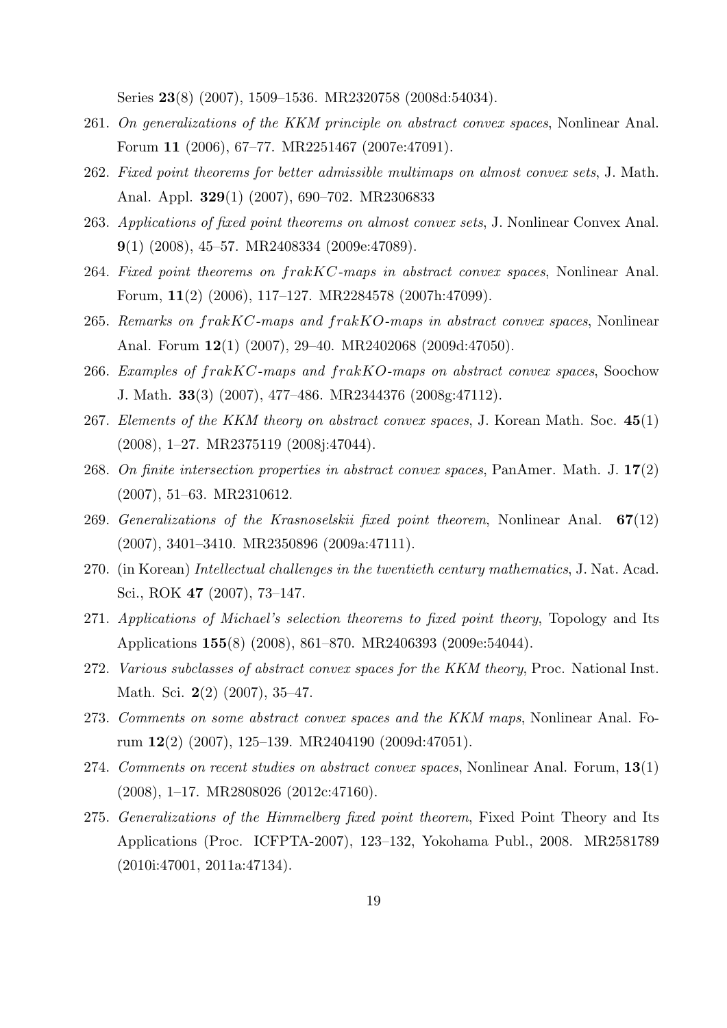Series **23**(8) (2007), 1509–1536. MR2320758 (2008d:54034).

261. *On generalizations of the KKM principle on abstract convex spaces*, Nonlinear Anal. Forum **11** (2006), 67–77. MR2251467 (2007e:47091).
262. *Fixed point theorems for better admissible multimaps on almost convex sets*, J. Math. Anal. Appl. **329**(1) (2007), 690–702. MR2306833
263. *Applications of fixed point theorems on almost convex sets*, J. Nonlinear Convex Anal. **9**(1) (2008), 45–57. MR2408334 (2009e:47089).
264. *Fixed point theorems on $frakKC$-maps in abstract convex spaces*, Nonlinear Anal. Forum, **11**(2) (2006), 117–127. MR2284578 (2007h:47099).
265. *Remarks on $frakKC$-maps and $frakKO$-maps in abstract convex spaces*, Nonlinear Anal. Forum **12**(1) (2007), 29–40. MR2402068 (2009d:47050).
266. *Examples of $frakKC$-maps and $frakKO$-maps on abstract convex spaces*, Soochow J. Math. **33**(3) (2007), 477–486. MR2344376 (2008g:47112).
267. *Elements of the KKM theory on abstract convex spaces*, J. Korean Math. Soc. **45**(1) (2008), 1–27. MR2375119 (2008j:47044).
268. *On finite intersection properties in abstract convex spaces*, PanAmer. Math. J. **17**(2) (2007), 51–63. MR2310612.
269. *Generalizations of the Krasnoselskii fixed point theorem*, Nonlinear Anal. **67**(12) (2007), 3401–3410. MR2350896 (2009a:47111).
270. (in Korean) *Intellectual challenges in the twentieth century mathematics*, J. Nat. Acad. Sci., ROK **47** (2007), 73–147.
271. *Applications of Michael's selection theorems to fixed point theory*, Topology and Its Applications **155**(8) (2008), 861–870. MR2406393 (2009e:54044).
272. *Various subclasses of abstract convex spaces for the KKM theory*, Proc. National Inst. Math. Sci. **2**(2) (2007), 35–47.
273. *Comments on some abstract convex spaces and the KKM maps*, Nonlinear Anal. Forum **12**(2) (2007), 125–139. MR2404190 (2009d:47051).
274. *Comments on recent studies on abstract convex spaces*, Nonlinear Anal. Forum, **13**(1) (2008), 1–17. MR2808026 (2012c:47160).
275. *Generalizations of the Himmelberg fixed point theorem*, Fixed Point Theory and Its Applications (Proc. ICFPTA-2007), 123–132, Yokohama Publ., 2008. MR2581789 (2010i:47001, 2011a:47134).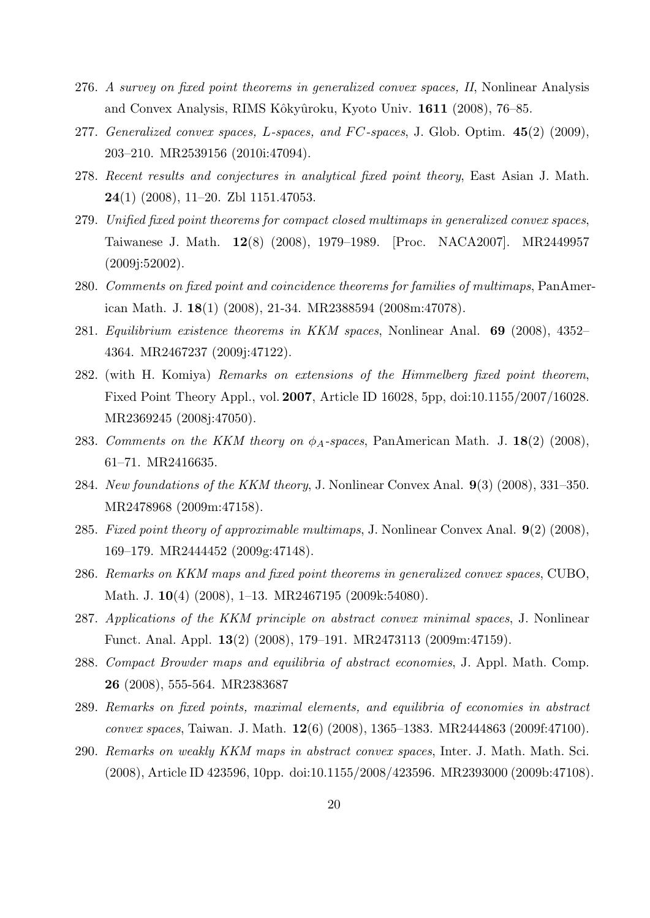276. *A survey on fixed point theorems in generalized convex spaces, II*, Nonlinear Analysis and Convex Analysis, RIMS Kôkyûroku, Kyoto Univ. **1611** (2008), 76–85.
277. *Generalized convex spaces, L-spaces, and FC-spaces*, J. Glob. Optim. **45**(2) (2009), 203–210. MR2539156 (2010i:47094).
278. *Recent results and conjectures in analytical fixed point theory*, East Asian J. Math. **24**(1) (2008), 11–20. Zbl 1151.47053.
279. *Unified fixed point theorems for compact closed multimaps in generalized convex spaces*, Taiwanese J. Math. **12**(8) (2008), 1979–1989. [Proc. NACA2007]. MR2449957 (2009j:52002).
280. *Comments on fixed point and coincidence theorems for families of multimaps*, PanAmerican Math. J. **18**(1) (2008), 21-34. MR2388594 (2008m:47078).
281. *Equilibrium existence theorems in KKM spaces*, Nonlinear Anal. **69** (2008), 4352–4364. MR2467237 (2009j:47122).
282. (with H. Komiya) *Remarks on extensions of the Himmelberg fixed point theorem*, Fixed Point Theory Appl., vol. **2007**, Article ID 16028, 5pp, doi:10.1155/2007/16028. MR2369245 (2008j:47050).
283. *Comments on the KKM theory on $\phi_A$-spaces*, PanAmerican Math. J. **18**(2) (2008), 61–71. MR2416635.
284. *New foundations of the KKM theory*, J. Nonlinear Convex Anal. **9**(3) (2008), 331–350. MR2478968 (2009m:47158).
285. *Fixed point theory of approximable multimaps*, J. Nonlinear Convex Anal. **9**(2) (2008), 169–179. MR2444452 (2009g:47148).
286. *Remarks on KKM maps and fixed point theorems in generalized convex spaces*, CUBO, Math. J. **10**(4) (2008), 1–13. MR2467195 (2009k:54080).
287. *Applications of the KKM principle on abstract convex minimal spaces*, J. Nonlinear Funct. Anal. Appl. **13**(2) (2008), 179–191. MR2473113 (2009m:47159).
288. *Compact Browder maps and equilibria of abstract economies*, J. Appl. Math. Comp. **26** (2008), 555-564. MR2383687
289. *Remarks on fixed points, maximal elements, and equilibria of economies in abstract convex spaces*, Taiwan. J. Math. **12**(6) (2008), 1365–1383. MR2444863 (2009f:47100).
290. *Remarks on weakly KKM maps in abstract convex spaces*, Inter. J. Math. Math. Sci. (2008), Article ID 423596, 10pp. doi:10.1155/2008/423596. MR2393000 (2009b:47108).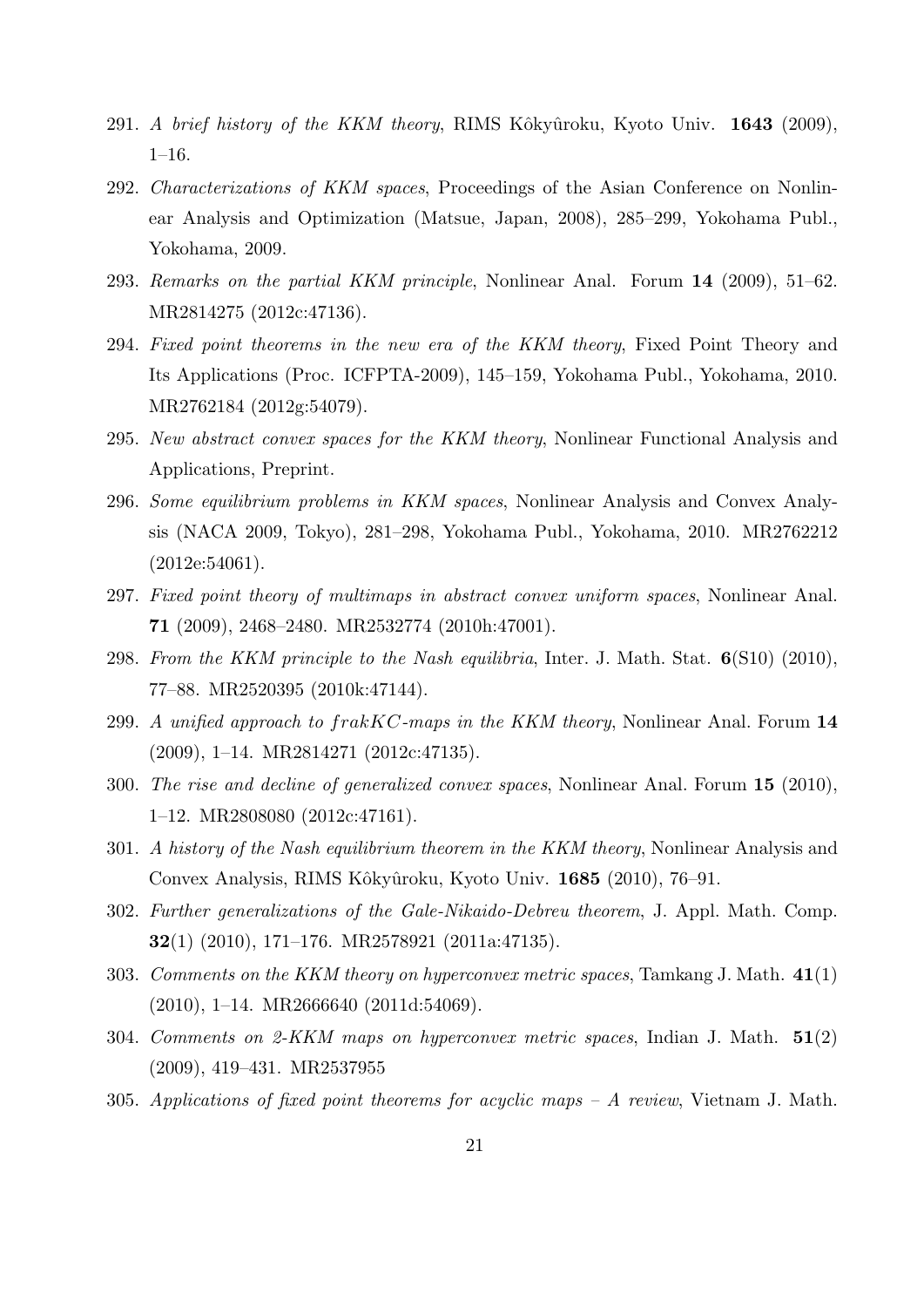291. *A brief history of the KKM theory*, RIMS Kôkyûroku, Kyoto Univ. **1643** (2009), 1–16.
292. *Characterizations of KKM spaces*, Proceedings of the Asian Conference on Nonlinear Analysis and Optimization (Matsue, Japan, 2008), 285–299, Yokohama Publ., Yokohama, 2009.
293. *Remarks on the partial KKM principle*, Nonlinear Anal. Forum **14** (2009), 51–62. MR2814275 (2012c:47136).
294. *Fixed point theorems in the new era of the KKM theory*, Fixed Point Theory and Its Applications (Proc. ICFPTA-2009), 145–159, Yokohama Publ., Yokohama, 2010. MR2762184 (2012g:54079).
295. *New abstract convex spaces for the KKM theory*, Nonlinear Functional Analysis and Applications, Preprint.
296. *Some equilibrium problems in KKM spaces*, Nonlinear Analysis and Convex Analysis (NACA 2009, Tokyo), 281–298, Yokohama Publ., Yokohama, 2010. MR2762212 (2012e:54061).
297. *Fixed point theory of multimaps in abstract convex uniform spaces*, Nonlinear Anal. **71** (2009), 2468–2480. MR2532774 (2010h:47001).
298. *From the KKM principle to the Nash equilibria*, Inter. J. Math. Stat. **6**(S10) (2010), 77–88. MR2520395 (2010k:47144).
299. *A unified approach to $frakKC$-maps in the KKM theory*, Nonlinear Anal. Forum **14** (2009), 1–14. MR2814271 (2012c:47135).
300. *The rise and decline of generalized convex spaces*, Nonlinear Anal. Forum **15** (2010), 1–12. MR2808080 (2012c:47161).
301. *A history of the Nash equilibrium theorem in the KKM theory*, Nonlinear Analysis and Convex Analysis, RIMS Kôkyûroku, Kyoto Univ. **1685** (2010), 76–91.
302. *Further generalizations of the Gale-Nikaido-Debreu theorem*, J. Appl. Math. Comp. **32**(1) (2010), 171–176. MR2578921 (2011a:47135).
303. *Comments on the KKM theory on hyperconvex metric spaces*, Tamkang J. Math. **41**(1) (2010), 1–14. MR2666640 (2011d:54069).
304. *Comments on 2-KKM maps on hyperconvex metric spaces*, Indian J. Math. **51**(2) (2009), 419–431. MR2537955
305. *Applications of fixed point theorems for acyclic maps – A review*, Vietnam J. Math.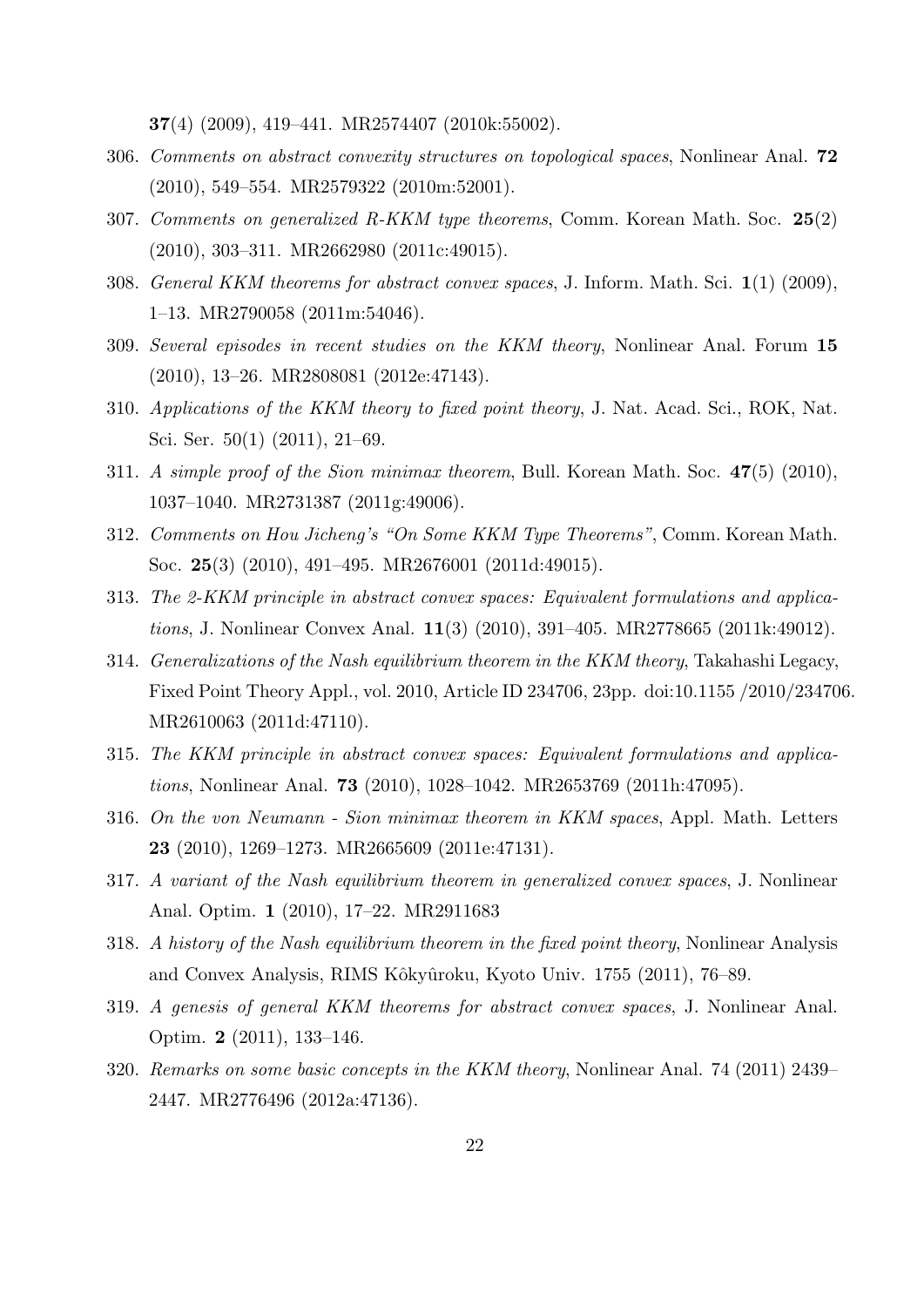**37**(4) (2009), 419–441. MR2574407 (2010k:55002).

306. *Comments on abstract convexity structures on topological spaces*, Nonlinear Anal. **72** (2010), 549–554. MR2579322 (2010m:52001).
307. *Comments on generalized R-KKM type theorems*, Comm. Korean Math. Soc. **25**(2) (2010), 303–311. MR2662980 (2011c:49015).
308. *General KKM theorems for abstract convex spaces*, J. Inform. Math. Sci. **1**(1) (2009), 1–13. MR2790058 (2011m:54046).
309. *Several episodes in recent studies on the KKM theory*, Nonlinear Anal. Forum **15** (2010), 13–26. MR2808081 (2012e:47143).
310. *Applications of the KKM theory to fixed point theory*, J. Nat. Acad. Sci., ROK, Nat. Sci. Ser. 50(1) (2011), 21–69.
311. *A simple proof of the Sion minimax theorem*, Bull. Korean Math. Soc. **47**(5) (2010), 1037–1040. MR2731387 (2011g:49006).
312. *Comments on Hou Jicheng's "On Some KKM Type Theorems"*, Comm. Korean Math. Soc. **25**(3) (2010), 491–495. MR2676001 (2011d:49015).
313. *The 2-KKM principle in abstract convex spaces: Equivalent formulations and applications*, J. Nonlinear Convex Anal. **11**(3) (2010), 391–405. MR2778665 (2011k:49012).
314. *Generalizations of the Nash equilibrium theorem in the KKM theory*, Takahashi Legacy, Fixed Point Theory Appl., vol. 2010, Article ID 234706, 23pp. doi:10.1155 /2010/234706. MR2610063 (2011d:47110).
315. *The KKM principle in abstract convex spaces: Equivalent formulations and applications*, Nonlinear Anal. **73** (2010), 1028–1042. MR2653769 (2011h:47095).
316. *On the von Neumann - Sion minimax theorem in KKM spaces*, Appl. Math. Letters **23** (2010), 1269–1273. MR2665609 (2011e:47131).
317. *A variant of the Nash equilibrium theorem in generalized convex spaces*, J. Nonlinear Anal. Optim. **1** (2010), 17–22. MR2911683
318. *A history of the Nash equilibrium theorem in the fixed point theory*, Nonlinear Analysis and Convex Analysis, RIMS Kôkyûroku, Kyoto Univ. 1755 (2011), 76–89.
319. *A genesis of general KKM theorems for abstract convex spaces*, J. Nonlinear Anal. Optim. **2** (2011), 133–146.
320. *Remarks on some basic concepts in the KKM theory*, Nonlinear Anal. 74 (2011) 2439–2447. MR2776496 (2012a:47136).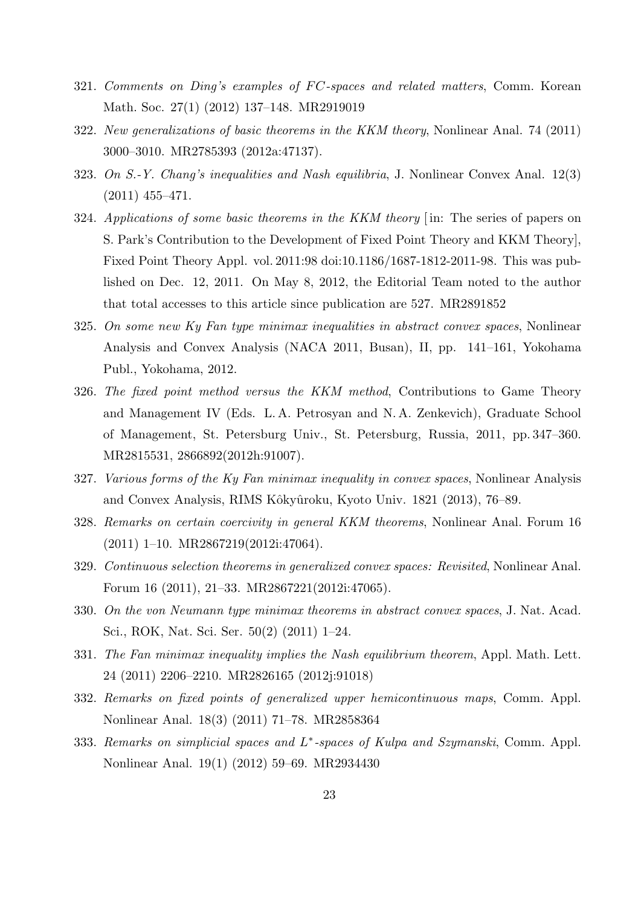321. *Comments on Ding's examples of FC-spaces and related matters*, Comm. Korean Math. Soc. 27(1) (2012) 137–148. MR2919019

322. *New generalizations of basic theorems in the KKM theory*, Nonlinear Anal. 74 (2011) 3000–3010. MR2785393 (2012a:47137).

323. *On S.-Y. Chang's inequalities and Nash equilibria*, J. Nonlinear Convex Anal. 12(3) (2011) 455–471.

324. *Applications of some basic theorems in the KKM theory* [in: The series of papers on S. Park's Contribution to the Development of Fixed Point Theory and KKM Theory], Fixed Point Theory Appl. vol. 2011:98 doi:10.1186/1687-1812-2011-98. This was published on Dec. 12, 2011. On May 8, 2012, the Editorial Team noted to the author that total accesses to this article since publication are 527. MR2891852

325. *On some new Ky Fan type minimax inequalities in abstract convex spaces*, Nonlinear Analysis and Convex Analysis (NACA 2011, Busan), II, pp. 141–161, Yokohama Publ., Yokohama, 2012.

326. *The fixed point method versus the KKM method*, Contributions to Game Theory and Management IV (Eds. L. A. Petrosyan and N. A. Zenkevich), Graduate School of Management, St. Petersburg Univ., St. Petersburg, Russia, 2011, pp. 347–360. MR2815531, 2866892(2012h:91007).

327. *Various forms of the Ky Fan minimax inequality in convex spaces*, Nonlinear Analysis and Convex Analysis, RIMS Kôkyûroku, Kyoto Univ. 1821 (2013), 76–89.

328. *Remarks on certain coercivity in general KKM theorems*, Nonlinear Anal. Forum 16 (2011) 1–10. MR2867219(2012i:47064).

329. *Continuous selection theorems in generalized convex spaces: Revisited*, Nonlinear Anal. Forum 16 (2011), 21–33. MR2867221(2012i:47065).

330. *On the von Neumann type minimax theorems in abstract convex spaces*, J. Nat. Acad. Sci., ROK, Nat. Sci. Ser. 50(2) (2011) 1–24.

331. *The Fan minimax inequality implies the Nash equilibrium theorem*, Appl. Math. Lett. 24 (2011) 2206–2210. MR2826165 (2012j:91018)

332. *Remarks on fixed points of generalized upper hemicontinuous maps*, Comm. Appl. Nonlinear Anal. 18(3) (2011) 71–78. MR2858364

333. *Remarks on simplicial spaces and $L^*$-spaces of Kulpa and Szymanski*, Comm. Appl. Nonlinear Anal. 19(1) (2012) 59–69. MR2934430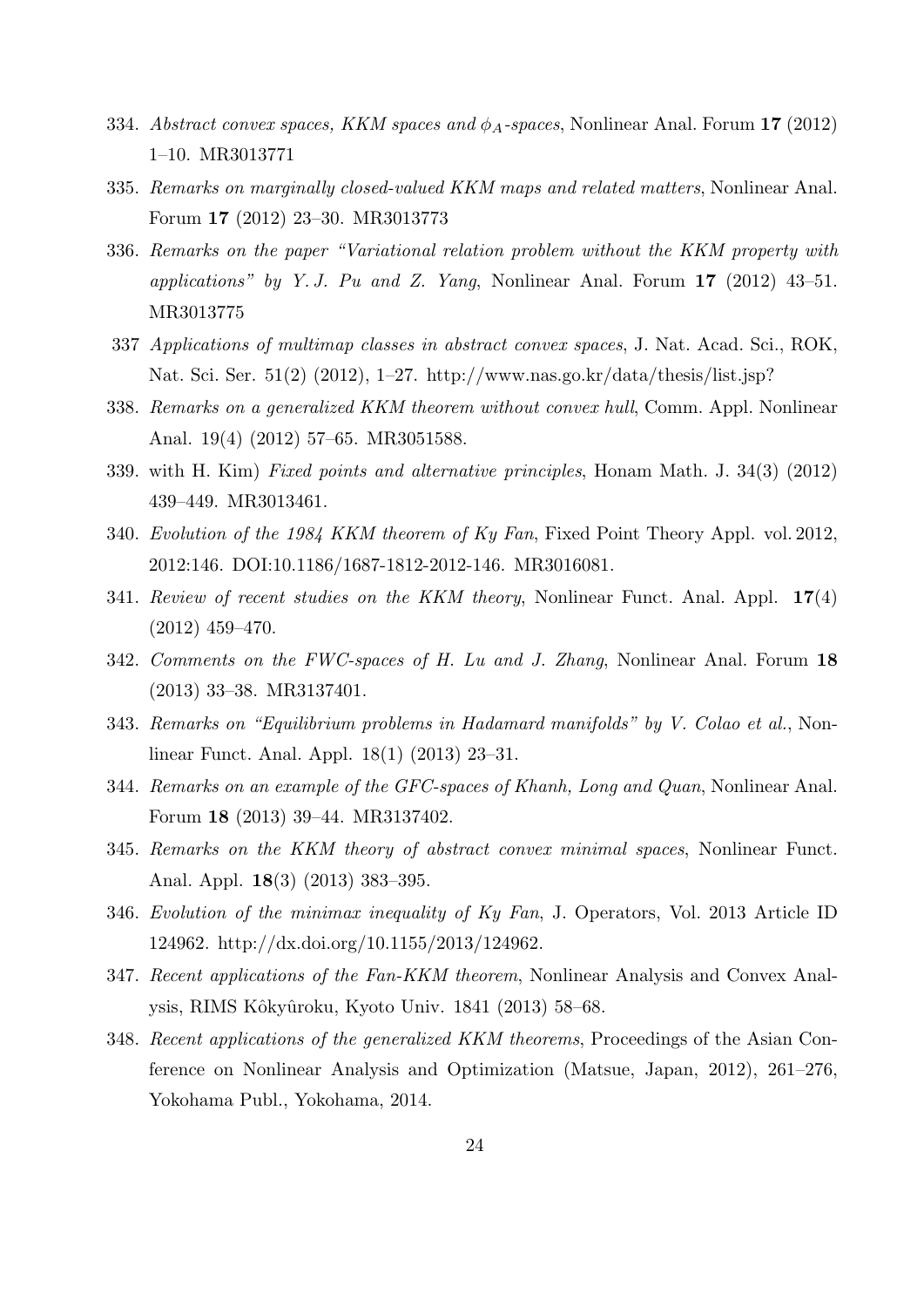334. *Abstract convex spaces, KKM spaces and $\phi_A$-spaces*, Nonlinear Anal. Forum **17** (2012) 1–10. MR3013771

335. *Remarks on marginally closed-valued KKM maps and related matters*, Nonlinear Anal. Forum **17** (2012) 23–30. MR3013773

336. *Remarks on the paper "Variational relation problem without the KKM property with applications" by Y. J. Pu and Z. Yang*, Nonlinear Anal. Forum **17** (2012) 43–51. MR3013775

337 *Applications of multimap classes in abstract convex spaces*, J. Nat. Acad. Sci., ROK, Nat. Sci. Ser. 51(2) (2012), 1–27. http://www.nas.go.kr/data/thesis/list.jsp?

338. *Remarks on a generalized KKM theorem without convex hull*, Comm. Appl. Nonlinear Anal. 19(4) (2012) 57–65. MR3051588.

339. with H. Kim) *Fixed points and alternative principles*, Honam Math. J. 34(3) (2012) 439–449. MR3013461.

340. *Evolution of the 1984 KKM theorem of Ky Fan*, Fixed Point Theory Appl. vol. 2012, 2012:146. DOI:10.1186/1687-1812-2012-146. MR3016081.

341. *Review of recent studies on the KKM theory*, Nonlinear Funct. Anal. Appl. **17**(4) (2012) 459–470.

342. *Comments on the FWC-spaces of H. Lu and J. Zhang*, Nonlinear Anal. Forum **18** (2013) 33–38. MR3137401.

343. *Remarks on "Equilibrium problems in Hadamard manifolds" by V. Colao et al.*, Nonlinear Funct. Anal. Appl. 18(1) (2013) 23–31.

344. *Remarks on an example of the GFC-spaces of Khanh, Long and Quan*, Nonlinear Anal. Forum **18** (2013) 39–44. MR3137402.

345. *Remarks on the KKM theory of abstract convex minimal spaces*, Nonlinear Funct. Anal. Appl. **18**(3) (2013) 383–395.

346. *Evolution of the minimax inequality of Ky Fan*, J. Operators, Vol. 2013 Article ID 124962. http://dx.doi.org/10.1155/2013/124962.

347. *Recent applications of the Fan-KKM theorem*, Nonlinear Analysis and Convex Analysis, RIMS Kôkyûroku, Kyoto Univ. 1841 (2013) 58–68.

348. *Recent applications of the generalized KKM theorems*, Proceedings of the Asian Conference on Nonlinear Analysis and Optimization (Matsue, Japan, 2012), 261–276, Yokohama Publ., Yokohama, 2014.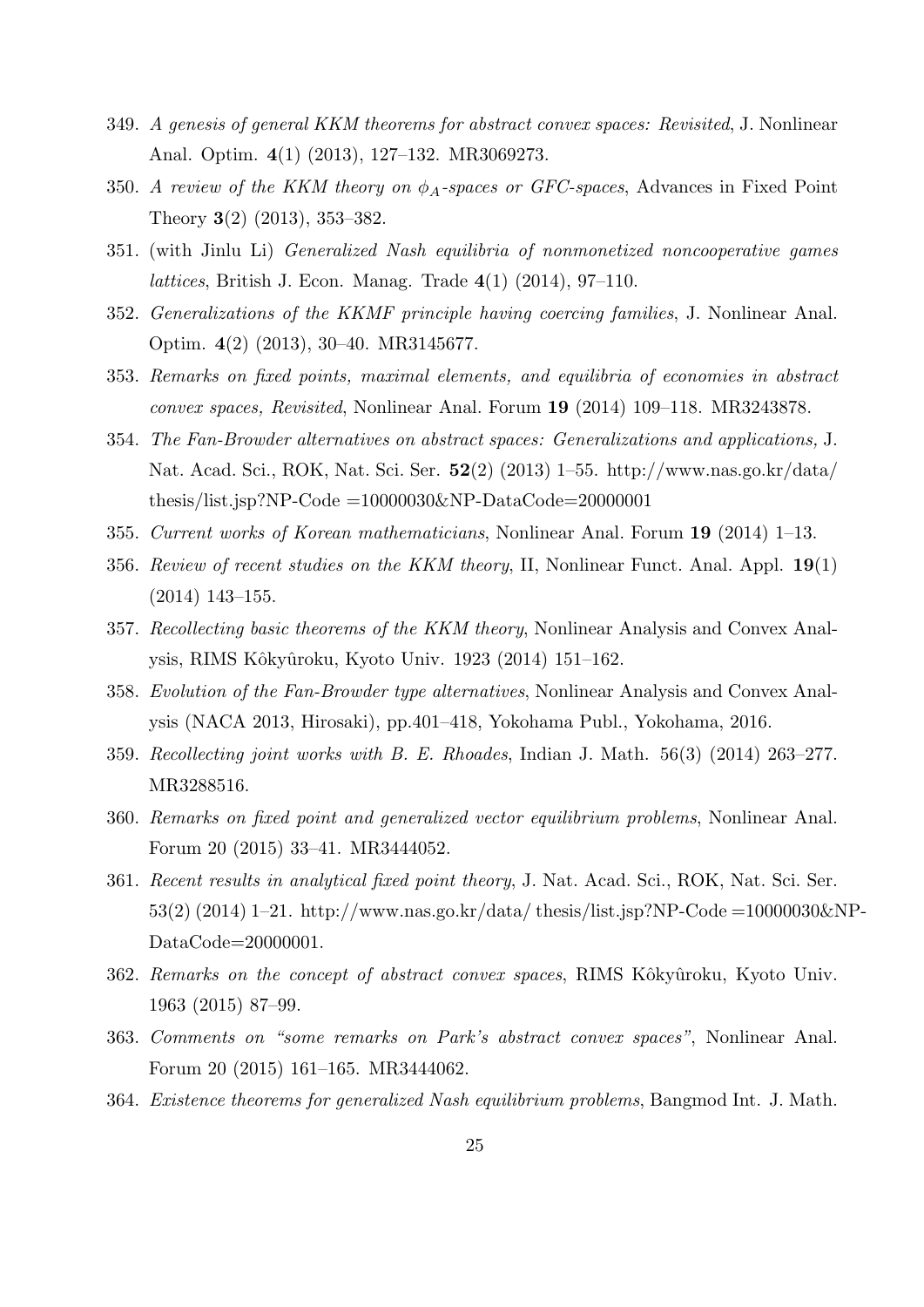349. *A genesis of general KKM theorems for abstract convex spaces: Revisited*, J. Nonlinear Anal. Optim. **4**(1) (2013), 127–132. MR3069273.

350. *A review of the KKM theory on $\phi_A$-spaces or GFC-spaces*, Advances in Fixed Point Theory **3**(2) (2013), 353–382.

351. (with Jinlu Li) *Generalized Nash equilibria of nonmonetized noncooperative games lattices*, British J. Econ. Manag. Trade **4**(1) (2014), 97–110.

352. *Generalizations of the KKMF principle having coercing families*, J. Nonlinear Anal. Optim. **4**(2) (2013), 30–40. MR3145677.

353. *Remarks on fixed points, maximal elements, and equilibria of economies in abstract convex spaces, Revisited*, Nonlinear Anal. Forum **19** (2014) 109–118. MR3243878.

354. *The Fan-Browder alternatives on abstract spaces: Generalizations and applications,* J. Nat. Acad. Sci., ROK, Nat. Sci. Ser. **52**(2) (2013) 1–55. http://www.nas.go.kr/data/ thesis/list.jsp?NP-Code =10000030&NP-DataCode=20000001

355. *Current works of Korean mathematicians*, Nonlinear Anal. Forum **19** (2014) 1–13.

356. *Review of recent studies on the KKM theory*, II, Nonlinear Funct. Anal. Appl. **19**(1) (2014) 143–155.

357. *Recollecting basic theorems of the KKM theory*, Nonlinear Analysis and Convex Analysis, RIMS Kôkyûroku, Kyoto Univ. 1923 (2014) 151–162.

358. *Evolution of the Fan-Browder type alternatives*, Nonlinear Analysis and Convex Analysis (NACA 2013, Hirosaki), pp.401–418, Yokohama Publ., Yokohama, 2016.

359. *Recollecting joint works with B. E. Rhoades*, Indian J. Math. 56(3) (2014) 263–277. MR3288516.

360. *Remarks on fixed point and generalized vector equilibrium problems*, Nonlinear Anal. Forum 20 (2015) 33–41. MR3444052.

361. *Recent results in analytical fixed point theory*, J. Nat. Acad. Sci., ROK, Nat. Sci. Ser. 53(2) (2014) 1–21. http://www.nas.go.kr/data/ thesis/list.jsp?NP-Code =10000030&NP-DataCode=20000001.

362. *Remarks on the concept of abstract convex spaces*, RIMS Kôkyûroku, Kyoto Univ. 1963 (2015) 87–99.

363. *Comments on "some remarks on Park's abstract convex spaces"*, Nonlinear Anal. Forum 20 (2015) 161–165. MR3444062.

364. *Existence theorems for generalized Nash equilibrium problems*, Bangmod Int. J. Math.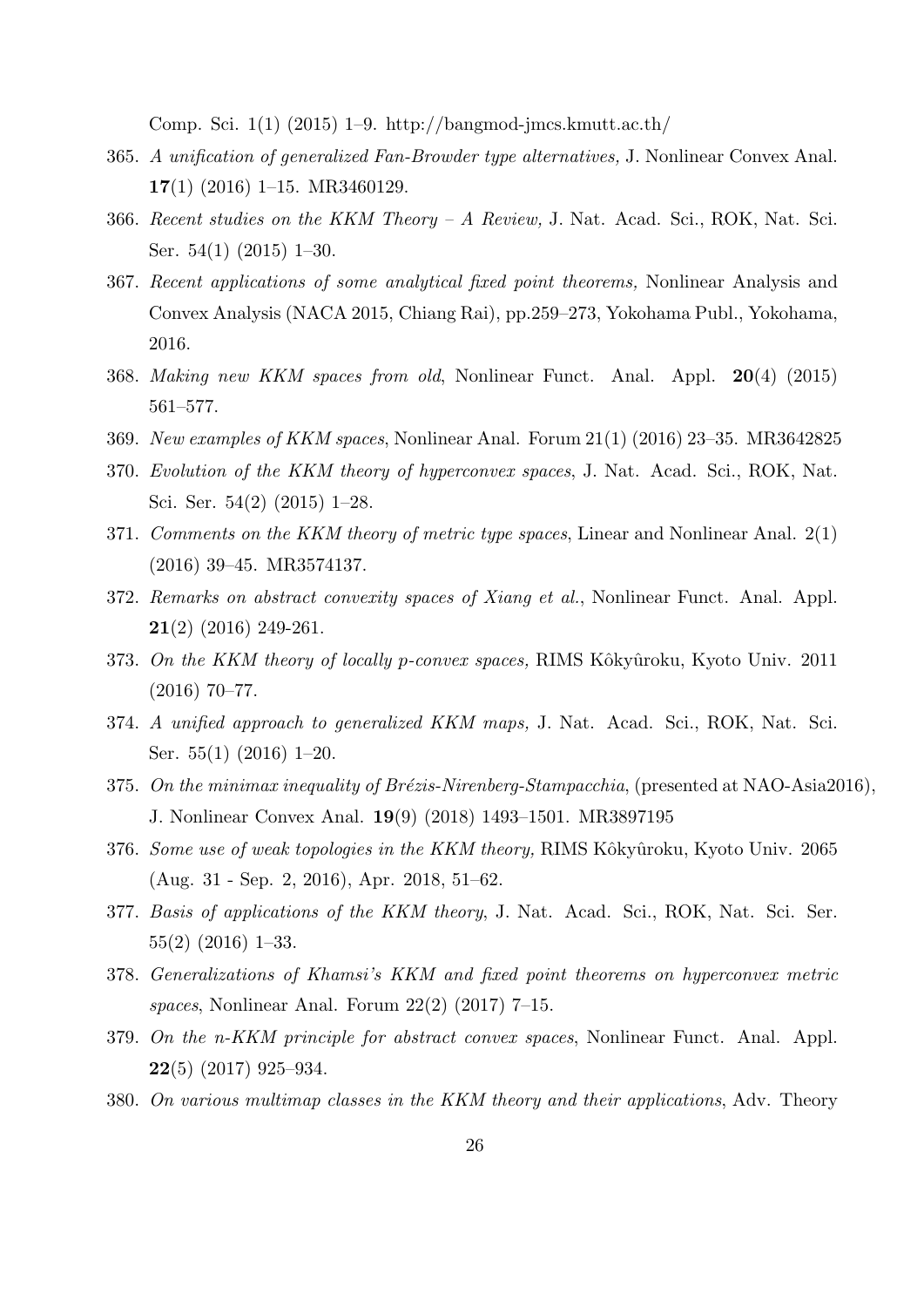Comp. Sci. 1(1) (2015) 1–9. http://bangmod-jmcs.kmutt.ac.th/

365. *A unification of generalized Fan-Browder type alternatives,* J. Nonlinear Convex Anal. **17**(1) (2016) 1–15. MR3460129.
366. *Recent studies on the KKM Theory – A Review,* J. Nat. Acad. Sci., ROK, Nat. Sci. Ser. 54(1) (2015) 1–30.
367. *Recent applications of some analytical fixed point theorems,* Nonlinear Analysis and Convex Analysis (NACA 2015, Chiang Rai), pp.259–273, Yokohama Publ., Yokohama, 2016.
368. *Making new KKM spaces from old*, Nonlinear Funct. Anal. Appl. **20**(4) (2015) 561–577.
369. *New examples of KKM spaces*, Nonlinear Anal. Forum 21(1) (2016) 23–35. MR3642825
370. *Evolution of the KKM theory of hyperconvex spaces*, J. Nat. Acad. Sci., ROK, Nat. Sci. Ser. 54(2) (2015) 1–28.
371. *Comments on the KKM theory of metric type spaces*, Linear and Nonlinear Anal. 2(1) (2016) 39–45. MR3574137.
372. *Remarks on abstract convexity spaces of Xiang et al.*, Nonlinear Funct. Anal. Appl. **21**(2) (2016) 249-261.
373. *On the KKM theory of locally p-convex spaces,* RIMS Kôkyûroku, Kyoto Univ. 2011 (2016) 70–77.
374. *A unified approach to generalized KKM maps,* J. Nat. Acad. Sci., ROK, Nat. Sci. Ser. 55(1) (2016) 1–20.
375. *On the minimax inequality of Brézis-Nirenberg-Stampacchia*, (presented at NAO-Asia2016), J. Nonlinear Convex Anal. **19**(9) (2018) 1493–1501. MR3897195
376. *Some use of weak topologies in the KKM theory,* RIMS Kôkyûroku, Kyoto Univ. 2065 (Aug. 31 - Sep. 2, 2016), Apr. 2018, 51–62.
377. *Basis of applications of the KKM theory*, J. Nat. Acad. Sci., ROK, Nat. Sci. Ser. 55(2) (2016) 1–33.
378. *Generalizations of Khamsi's KKM and fixed point theorems on hyperconvex metric spaces*, Nonlinear Anal. Forum 22(2) (2017) 7–15.
379. *On the n-KKM principle for abstract convex spaces*, Nonlinear Funct. Anal. Appl. **22**(5) (2017) 925–934.
380. *On various multimap classes in the KKM theory and their applications*, Adv. Theory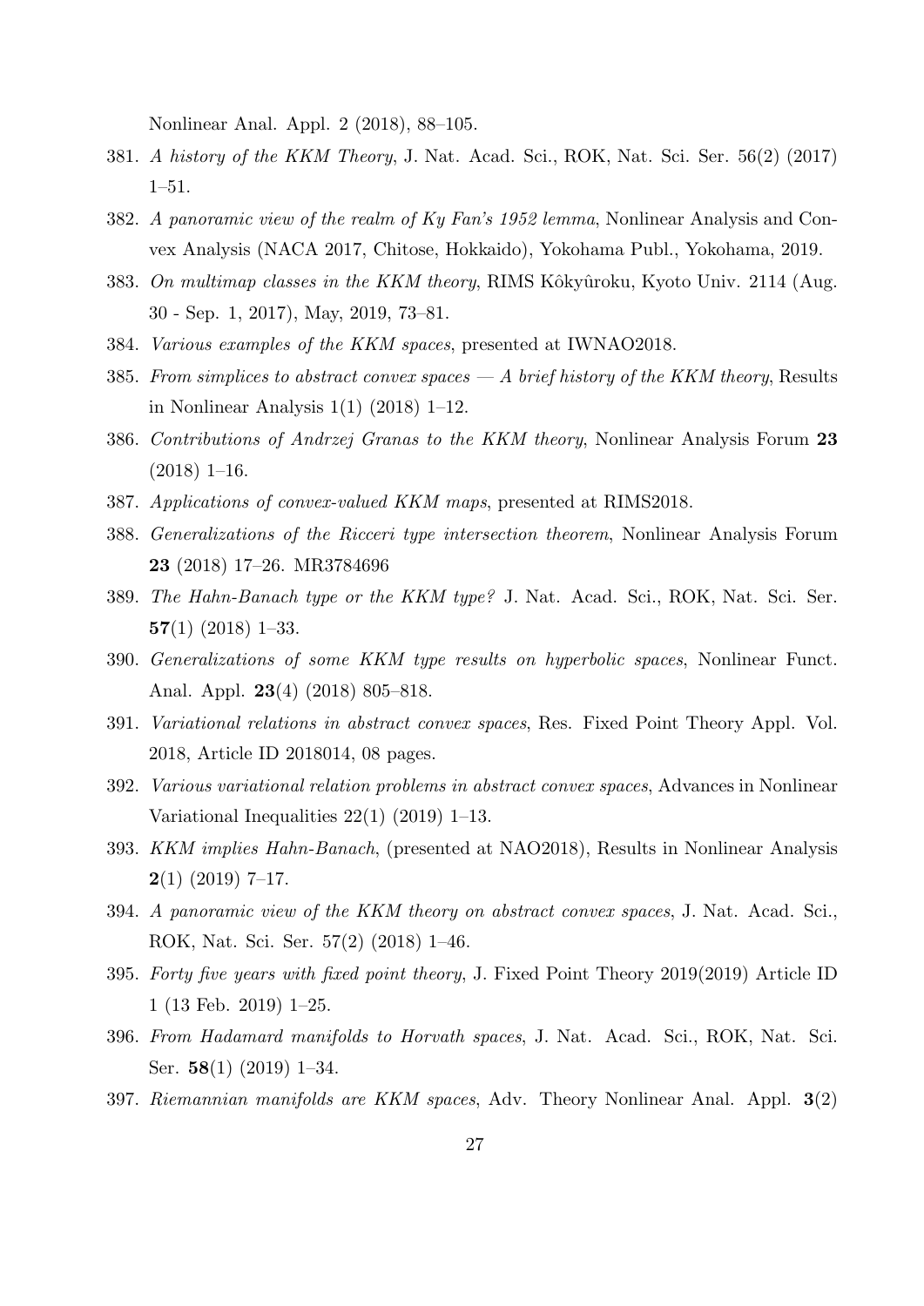Nonlinear Anal. Appl. 2 (2018), 88–105.

381. *A history of the KKM Theory*, J. Nat. Acad. Sci., ROK, Nat. Sci. Ser. 56(2) (2017) 1–51.
382. *A panoramic view of the realm of Ky Fan's 1952 lemma*, Nonlinear Analysis and Convex Analysis (NACA 2017, Chitose, Hokkaido), Yokohama Publ., Yokohama, 2019.
383. *On multimap classes in the KKM theory*, RIMS Kôkyûroku, Kyoto Univ. 2114 (Aug. 30 - Sep. 1, 2017), May, 2019, 73–81.
384. *Various examples of the KKM spaces*, presented at IWNAO2018.
385. *From simplices to abstract convex spaces — A brief history of the KKM theory*, Results in Nonlinear Analysis 1(1) (2018) 1–12.
386. *Contributions of Andrzej Granas to the KKM theory*, Nonlinear Analysis Forum **23** (2018) 1–16.
387. *Applications of convex-valued KKM maps*, presented at RIMS2018.
388. *Generalizations of the Ricceri type intersection theorem*, Nonlinear Analysis Forum **23** (2018) 17–26. MR3784696
389. *The Hahn-Banach type or the KKM type?* J. Nat. Acad. Sci., ROK, Nat. Sci. Ser. **57**(1) (2018) 1–33.
390. *Generalizations of some KKM type results on hyperbolic spaces*, Nonlinear Funct. Anal. Appl. **23**(4) (2018) 805–818.
391. *Variational relations in abstract convex spaces*, Res. Fixed Point Theory Appl. Vol. 2018, Article ID 2018014, 08 pages.
392. *Various variational relation problems in abstract convex spaces*, Advances in Nonlinear Variational Inequalities 22(1) (2019) 1–13.
393. *KKM implies Hahn-Banach*, (presented at NAO2018), Results in Nonlinear Analysis **2**(1) (2019) 7–17.
394. *A panoramic view of the KKM theory on abstract convex spaces*, J. Nat. Acad. Sci., ROK, Nat. Sci. Ser. 57(2) (2018) 1–46.
395. *Forty five years with fixed point theory*, J. Fixed Point Theory 2019(2019) Article ID 1 (13 Feb. 2019) 1–25.
396. *From Hadamard manifolds to Horvath spaces*, J. Nat. Acad. Sci., ROK, Nat. Sci. Ser. **58**(1) (2019) 1–34.
397. *Riemannian manifolds are KKM spaces*, Adv. Theory Nonlinear Anal. Appl. **3**(2)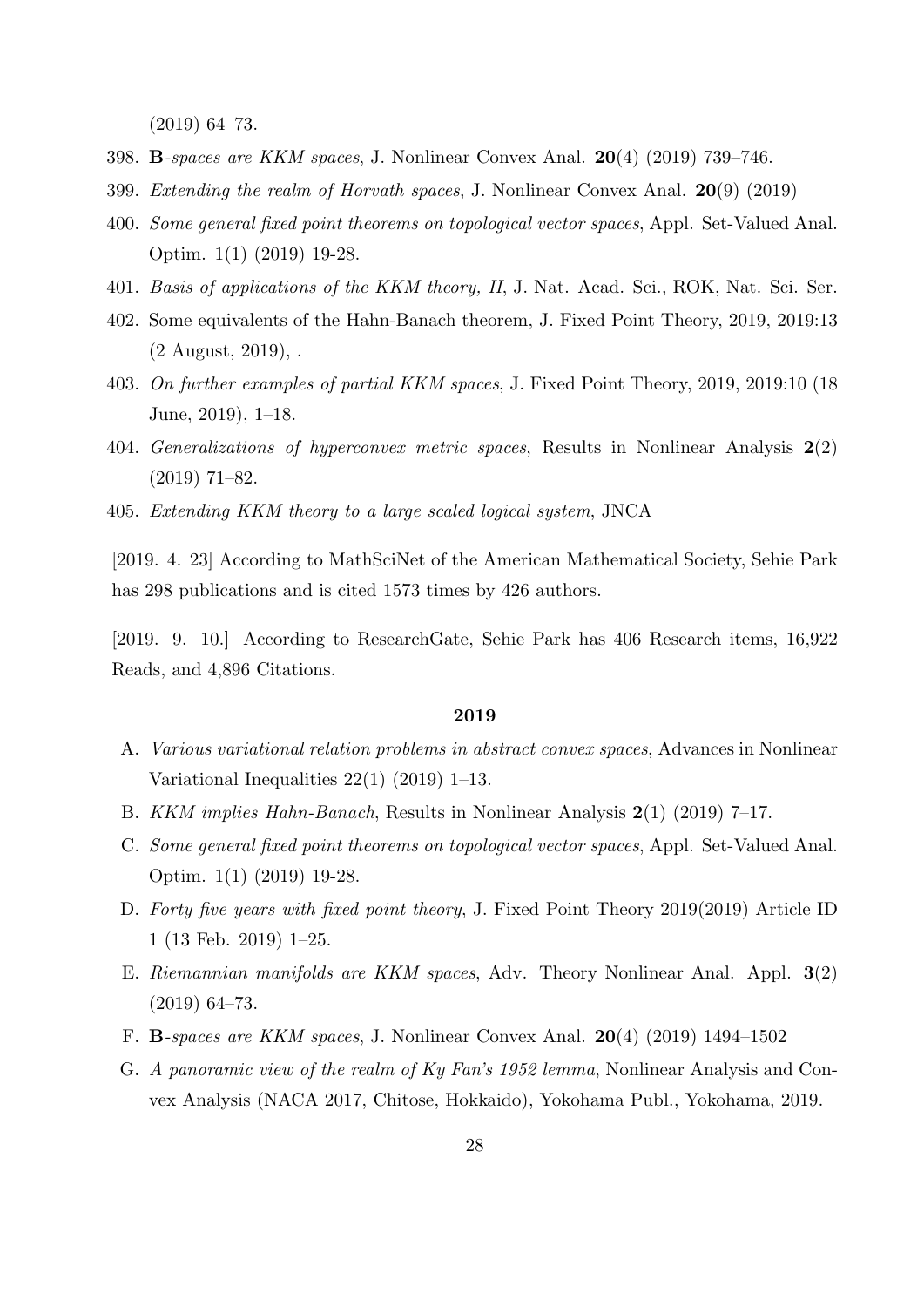(2019) 64–73.

398. **B**-*spaces are KKM spaces*, J. Nonlinear Convex Anal. **20**(4) (2019) 739–746.
399. *Extending the realm of Horvath spaces*, J. Nonlinear Convex Anal. **20**(9) (2019)
400. *Some general fixed point theorems on topological vector spaces*, Appl. Set-Valued Anal. Optim. 1(1) (2019) 19-28.
401. *Basis of applications of the KKM theory, II*, J. Nat. Acad. Sci., ROK, Nat. Sci. Ser.
402. Some equivalents of the Hahn-Banach theorem, J. Fixed Point Theory, 2019, 2019:13 (2 August, 2019), .
403. *On further examples of partial KKM spaces*, J. Fixed Point Theory, 2019, 2019:10 (18 June, 2019), 1–18.
404. *Generalizations of hyperconvex metric spaces*, Results in Nonlinear Analysis **2**(2) (2019) 71–82.
405. *Extending KKM theory to a large scaled logical system*, JNCA

[2019. 4. 23] According to MathSciNet of the American Mathematical Society, Sehie Park has 298 publications and is cited 1573 times by 426 authors.

[2019. 9. 10.] According to ResearchGate, Sehie Park has 406 Research items, 16,922 Reads, and 4,896 Citations.

**2019**

A. *Various variational relation problems in abstract convex spaces*, Advances in Nonlinear Variational Inequalities 22(1) (2019) 1–13.

B. *KKM implies Hahn-Banach*, Results in Nonlinear Analysis **2**(1) (2019) 7–17.

C. *Some general fixed point theorems on topological vector spaces*, Appl. Set-Valued Anal. Optim. 1(1) (2019) 19-28.

D. *Forty five years with fixed point theory*, J. Fixed Point Theory 2019(2019) Article ID 1 (13 Feb. 2019) 1–25.

E. *Riemannian manifolds are KKM spaces*, Adv. Theory Nonlinear Anal. Appl. **3**(2) (2019) 64–73.

F. **B**-*spaces are KKM spaces*, J. Nonlinear Convex Anal. **20**(4) (2019) 1494–1502

G. *A panoramic view of the realm of Ky Fan's 1952 lemma*, Nonlinear Analysis and Convex Analysis (NACA 2017, Chitose, Hokkaido), Yokohama Publ., Yokohama, 2019.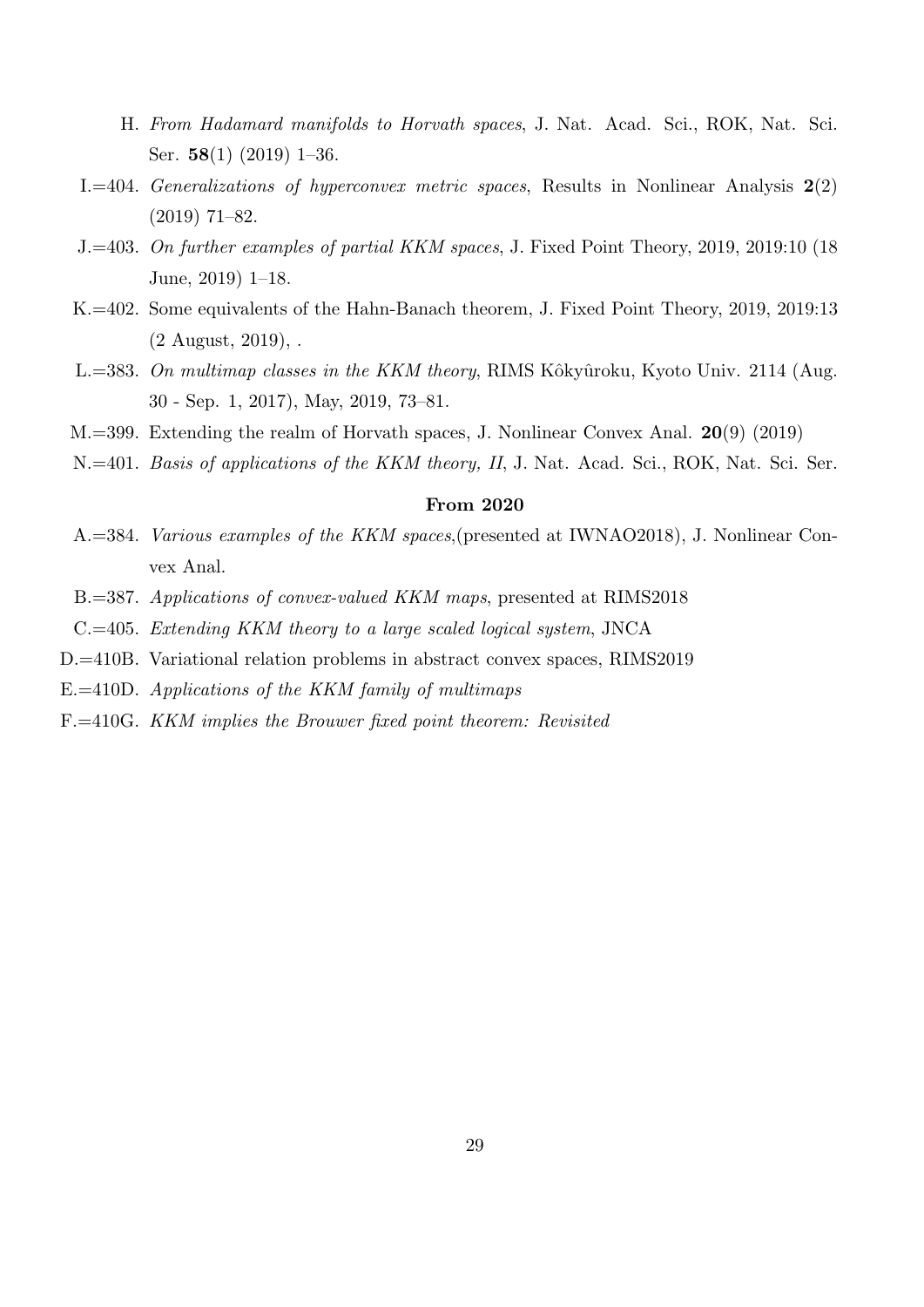H. *From Hadamard manifolds to Horvath spaces*, J. Nat. Acad. Sci., ROK, Nat. Sci. Ser. **58**(1) (2019) 1–36.

I.=404. *Generalizations of hyperconvex metric spaces*, Results in Nonlinear Analysis **2**(2) (2019) 71–82.

J.=403. *On further examples of partial KKM spaces*, J. Fixed Point Theory, 2019, 2019:10 (18 June, 2019) 1–18.

K.=402. Some equivalents of the Hahn-Banach theorem, J. Fixed Point Theory, 2019, 2019:13 (2 August, 2019), .

L.=383. *On multimap classes in the KKM theory*, RIMS Kôkyûroku, Kyoto Univ. 2114 (Aug. 30 - Sep. 1, 2017), May, 2019, 73–81.

M.=399. Extending the realm of Horvath spaces, J. Nonlinear Convex Anal. **20**(9) (2019)

N.=401. *Basis of applications of the KKM theory, II*, J. Nat. Acad. Sci., ROK, Nat. Sci. Ser.

**From 2020**

A.=384. *Various examples of the KKM spaces*,(presented at IWNAO2018), J. Nonlinear Convex Anal.

B.=387. *Applications of convex-valued KKM maps*, presented at RIMS2018

C.=405. *Extending KKM theory to a large scaled logical system*, JNCA

D.=410B. Variational relation problems in abstract convex spaces, RIMS2019

E.=410D. *Applications of the KKM family of multimaps*

F.=410G. *KKM implies the Brouwer fixed point theorem: Revisited*